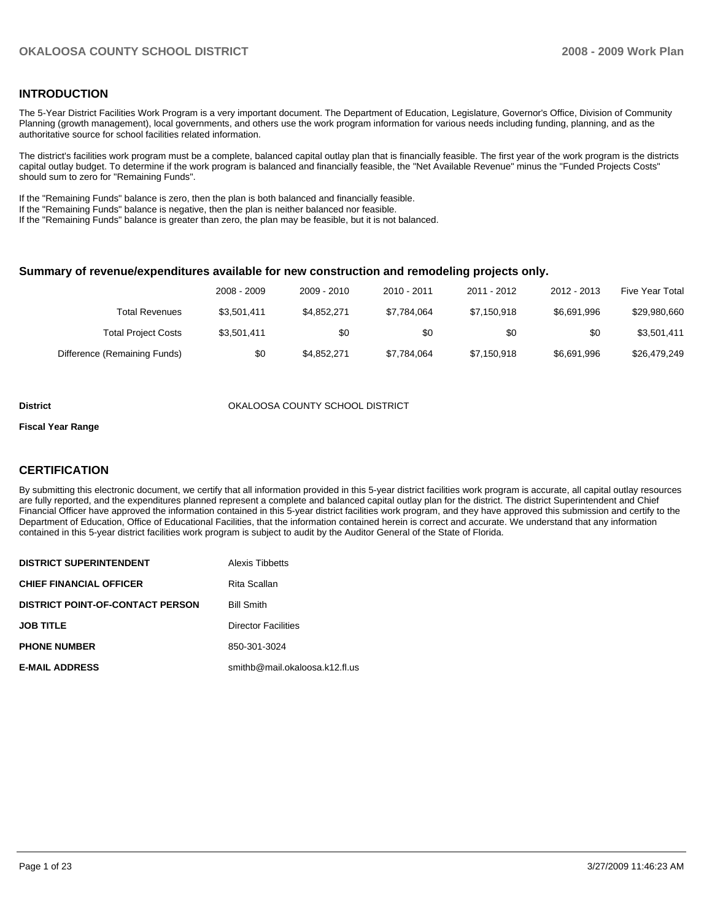## INTRODUCTION

The 5-Year District Facilities Work Program is a very important document. The Department of Education, Legislature, Governor's Office, Division of Community Planning (growth management), local governments, and others use the work program information for various needs including funding, planning, and as the authoritative source for school facilities related information.

The district's facilities work program must be a complete, balanced capital outlay plan that is financially feasible. The first year of the work program is the districts capital outlay budget. To determine if the work program is balanced and financially feasible, the "Net Available Revenue" minus the "Funded Projects Costs" should sum to zero for "Remaining Funds".

If the "Remaining Funds" balance is zero, then the plan is both balanced and financially feasible.
If the "Remaining Funds" balance is negative, then the plan is neither balanced nor feasible.
If the "Remaining Funds" balance is greater than zero, the plan may be feasible, but it is not balanced.

### Summary of revenue/expenditures available for new construction and remodeling projects only.

| | 2008 - 2009 | 2009 - 2010 | 2010 - 2011 | 2011 - 2012 | 2012 - 2013 | Five Year Total |
|---|---|---|---|---|---|---|
| Total Revenues | $3,501,411 | $4,852,271 | $7,784,064 | $7,150,918 | $6,691,996 | $29,980,660 |
| Total Project Costs | $3,501,411 | $0 | $0 | $0 | $0 | $3,501,411 |
| Difference (Remaining Funds) | $0 | $4,852,271 | $7,784,064 | $7,150,918 | $6,691,996 | $26,479,249 |

**District** OKALOOSA COUNTY SCHOOL DISTRICT

**Fiscal Year Range**

## CERTIFICATION

By submitting this electronic document, we certify that all information provided in this 5-year district facilities work program is accurate, all capital outlay resources are fully reported, and the expenditures planned represent a complete and balanced capital outlay plan for the district. The district Superintendent and Chief Financial Officer have approved the information contained in this 5-year district facilities work program, and they have approved this submission and certify to the Department of Education, Office of Educational Facilities, that the information contained herein is correct and accurate. We understand that any information contained in this 5-year district facilities work program is subject to audit by the Auditor General of the State of Florida.

| | |
|---|---|
| **DISTRICT SUPERINTENDENT** | Alexis Tibbetts |
| **CHIEF FINANCIAL OFFICER** | Rita Scallan |
| **DISTRICT POINT-OF-CONTACT PERSON** | Bill Smith |
| **JOB TITLE** | Director Facilities |
| **PHONE NUMBER** | 850-301-3024 |
| **E-MAIL ADDRESS** | smithb@mail.okaloosa.k12.fl.us |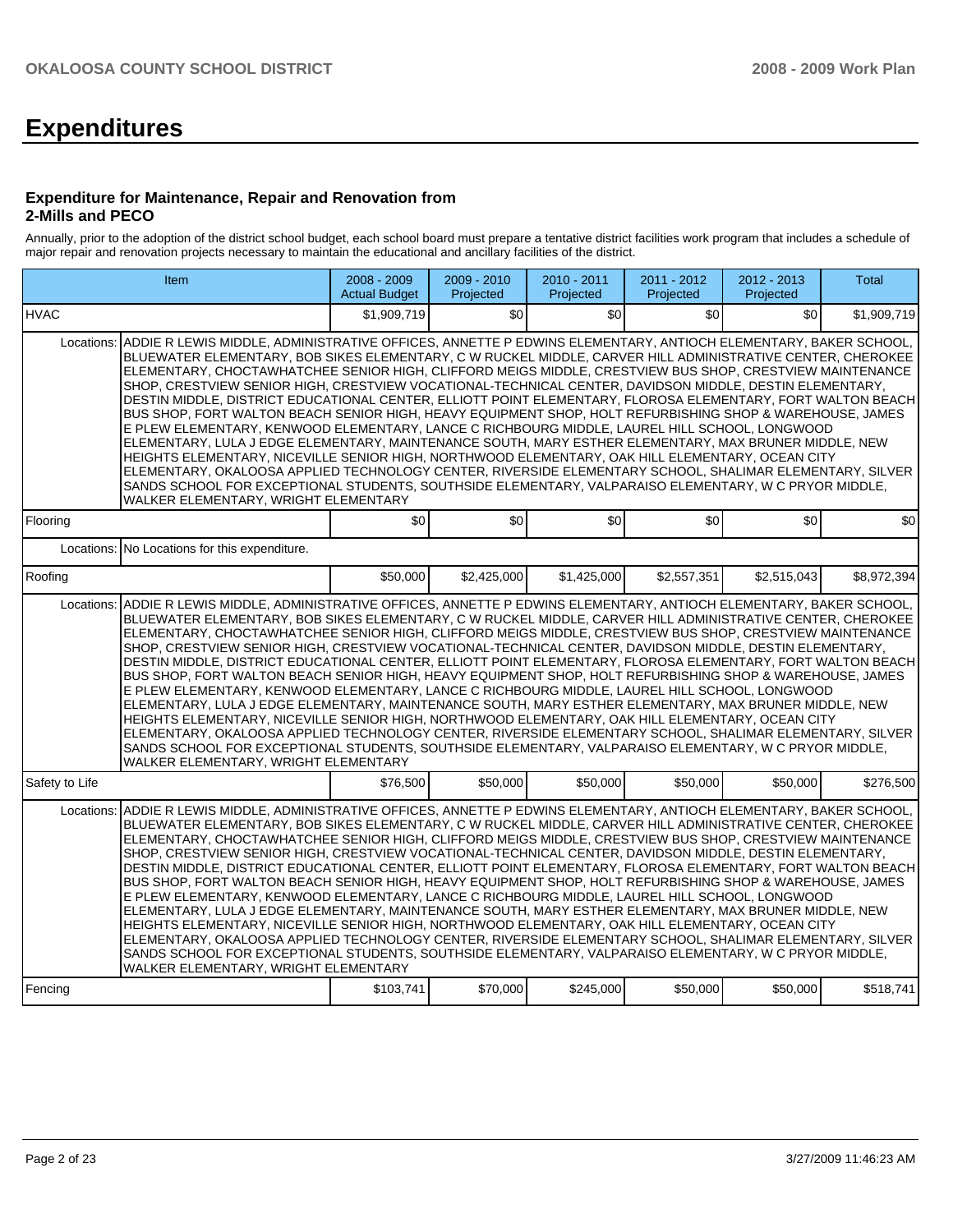# Expenditures

### Expenditure for Maintenance, Repair and Renovation from 2-Mills and PECO

Annually, prior to the adoption of the district school budget, each school board must prepare a tentative district facilities work program that includes a schedule of major repair and renovation projects necessary to maintain the educational and ancillary facilities of the district.

| Item | | 2008 - 2009 Actual Budget | 2009 - 2010 Projected | 2010 - 2011 Projected | 2011 - 2012 Projected | 2012 - 2013 Projected | Total |
|---|---|---|---|---|---|---|---|
| HVAC | | $1,909,719 | $0 | $0 | $0 | $0 | $1,909,719 |
| | Locations: | ADDIE R LEWIS MIDDLE, ADMINISTRATIVE OFFICES, ANNETTE P EDWINS ELEMENTARY, ANTIOCH ELEMENTARY, BAKER SCHOOL, BLUEWATER ELEMENTARY, BOB SIKES ELEMENTARY, C W RUCKEL MIDDLE, CARVER HILL ADMINISTRATIVE CENTER, CHEROKEE ELEMENTARY, CHOCTAWHATCHEE SENIOR HIGH, CLIFFORD MEIGS MIDDLE, CRESTVIEW BUS SHOP, CRESTVIEW MAINTENANCE SHOP, CRESTVIEW SENIOR HIGH, CRESTVIEW VOCATIONAL-TECHNICAL CENTER, DAVIDSON MIDDLE, DESTIN ELEMENTARY, DESTIN MIDDLE, DISTRICT EDUCATIONAL CENTER, ELLIOTT POINT ELEMENTARY, FLOROSA ELEMENTARY, FORT WALTON BEACH BUS SHOP, FORT WALTON BEACH SENIOR HIGH, HEAVY EQUIPMENT SHOP, HOLT REFURBISHING SHOP & WAREHOUSE, JAMES E PLEW ELEMENTARY, KENWOOD ELEMENTARY, LANCE C RICHBOURG MIDDLE, LAUREL HILL SCHOOL, LONGWOOD ELEMENTARY, LULA J EDGE ELEMENTARY, MAINTENANCE SOUTH, MARY ESTHER ELEMENTARY, MAX BRUNER MIDDLE, NEW HEIGHTS ELEMENTARY, NICEVILLE SENIOR HIGH, NORTHWOOD ELEMENTARY, OAK HILL ELEMENTARY, OCEAN CITY ELEMENTARY, OKALOOSA APPLIED TECHNOLOGY CENTER, RIVERSIDE ELEMENTARY SCHOOL, SHALIMAR ELEMENTARY, SILVER SANDS SCHOOL FOR EXCEPTIONAL STUDENTS, SOUTHSIDE ELEMENTARY, VALPARAISO ELEMENTARY, W C PRYOR MIDDLE, WALKER ELEMENTARY, WRIGHT ELEMENTARY | | | | | |
| Flooring | | $0 | $0 | $0 | $0 | $0 | $0 |
| | Locations: | No Locations for this expenditure. | | | | | |
| Roofing | | $50,000 | $2,425,000 | $1,425,000 | $2,557,351 | $2,515,043 | $8,972,394 |
| | Locations: | ADDIE R LEWIS MIDDLE, ADMINISTRATIVE OFFICES, ANNETTE P EDWINS ELEMENTARY, ANTIOCH ELEMENTARY, BAKER SCHOOL, BLUEWATER ELEMENTARY, BOB SIKES ELEMENTARY, C W RUCKEL MIDDLE, CARVER HILL ADMINISTRATIVE CENTER, CHEROKEE ELEMENTARY, CHOCTAWHATCHEE SENIOR HIGH, CLIFFORD MEIGS MIDDLE, CRESTVIEW BUS SHOP, CRESTVIEW MAINTENANCE SHOP, CRESTVIEW SENIOR HIGH, CRESTVIEW VOCATIONAL-TECHNICAL CENTER, DAVIDSON MIDDLE, DESTIN ELEMENTARY, DESTIN MIDDLE, DISTRICT EDUCATIONAL CENTER, ELLIOTT POINT ELEMENTARY, FLOROSA ELEMENTARY, FORT WALTON BEACH BUS SHOP, FORT WALTON BEACH SENIOR HIGH, HEAVY EQUIPMENT SHOP, HOLT REFURBISHING SHOP & WAREHOUSE, JAMES E PLEW ELEMENTARY, KENWOOD ELEMENTARY, LANCE C RICHBOURG MIDDLE, LAUREL HILL SCHOOL, LONGWOOD ELEMENTARY, LULA J EDGE ELEMENTARY, MAINTENANCE SOUTH, MARY ESTHER ELEMENTARY, MAX BRUNER MIDDLE, NEW HEIGHTS ELEMENTARY, NICEVILLE SENIOR HIGH, NORTHWOOD ELEMENTARY, OAK HILL ELEMENTARY, OCEAN CITY ELEMENTARY, OKALOOSA APPLIED TECHNOLOGY CENTER, RIVERSIDE ELEMENTARY SCHOOL, SHALIMAR ELEMENTARY, SILVER SANDS SCHOOL FOR EXCEPTIONAL STUDENTS, SOUTHSIDE ELEMENTARY, VALPARAISO ELEMENTARY, W C PRYOR MIDDLE, WALKER ELEMENTARY, WRIGHT ELEMENTARY | | | | | |
| Safety to Life | | $76,500 | $50,000 | $50,000 | $50,000 | $50,000 | $276,500 |
| | Locations: | ADDIE R LEWIS MIDDLE, ADMINISTRATIVE OFFICES, ANNETTE P EDWINS ELEMENTARY, ANTIOCH ELEMENTARY, BAKER SCHOOL, BLUEWATER ELEMENTARY, BOB SIKES ELEMENTARY, C W RUCKEL MIDDLE, CARVER HILL ADMINISTRATIVE CENTER, CHEROKEE ELEMENTARY, CHOCTAWHATCHEE SENIOR HIGH, CLIFFORD MEIGS MIDDLE, CRESTVIEW BUS SHOP, CRESTVIEW MAINTENANCE SHOP, CRESTVIEW SENIOR HIGH, CRESTVIEW VOCATIONAL-TECHNICAL CENTER, DAVIDSON MIDDLE, DESTIN ELEMENTARY, DESTIN MIDDLE, DISTRICT EDUCATIONAL CENTER, ELLIOTT POINT ELEMENTARY, FLOROSA ELEMENTARY, FORT WALTON BEACH BUS SHOP, FORT WALTON BEACH SENIOR HIGH, HEAVY EQUIPMENT SHOP, HOLT REFURBISHING SHOP & WAREHOUSE, JAMES E PLEW ELEMENTARY, KENWOOD ELEMENTARY, LANCE C RICHBOURG MIDDLE, LAUREL HILL SCHOOL, LONGWOOD ELEMENTARY, LULA J EDGE ELEMENTARY, MAINTENANCE SOUTH, MARY ESTHER ELEMENTARY, MAX BRUNER MIDDLE, NEW HEIGHTS ELEMENTARY, NICEVILLE SENIOR HIGH, NORTHWOOD ELEMENTARY, OAK HILL ELEMENTARY, OCEAN CITY ELEMENTARY, OKALOOSA APPLIED TECHNOLOGY CENTER, RIVERSIDE ELEMENTARY SCHOOL, SHALIMAR ELEMENTARY, SILVER SANDS SCHOOL FOR EXCEPTIONAL STUDENTS, SOUTHSIDE ELEMENTARY, VALPARAISO ELEMENTARY, W C PRYOR MIDDLE, WALKER ELEMENTARY, WRIGHT ELEMENTARY | | | | | |
| Fencing | | $103,741 | $70,000 | $245,000 | $50,000 | $50,000 | $518,741 |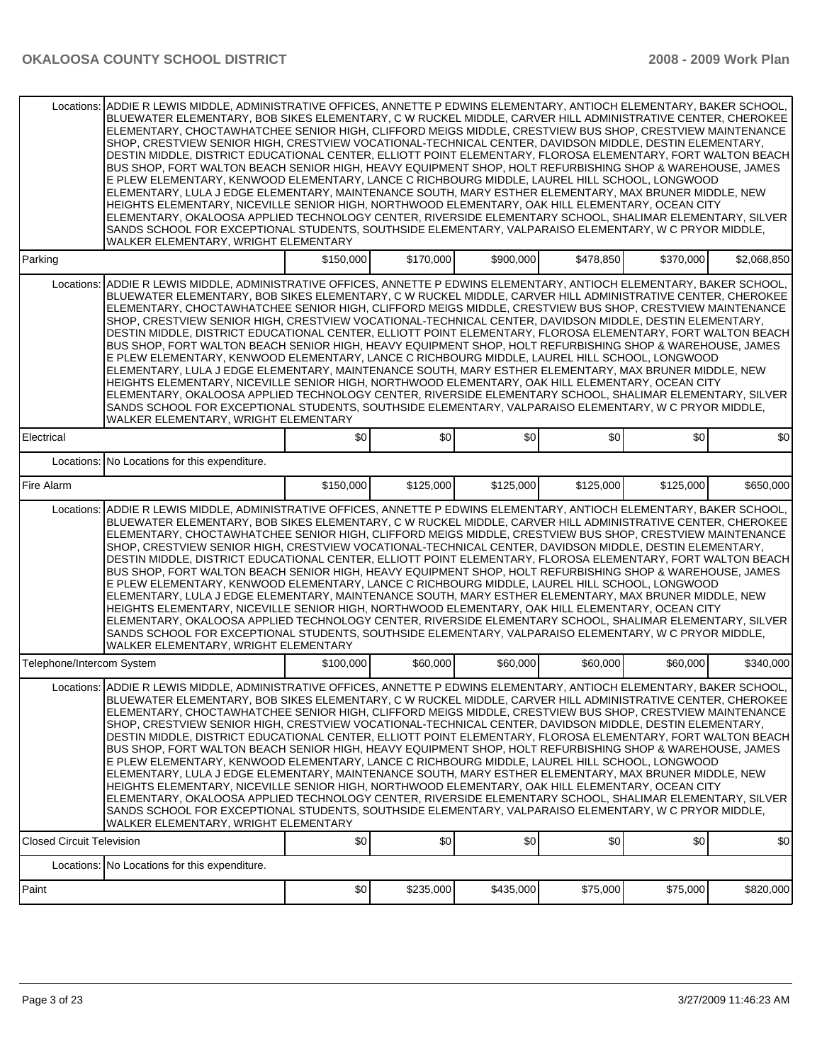| | | | | | | |
|---|---|---|---|---|---|---|
| Locations: | ADDIE R LEWIS MIDDLE, ADMINISTRATIVE OFFICES, ANNETTE P EDWINS ELEMENTARY, ANTIOCH ELEMENTARY, BAKER SCHOOL, BLUEWATER ELEMENTARY, BOB SIKES ELEMENTARY, C W RUCKEL MIDDLE, CARVER HILL ADMINISTRATIVE CENTER, CHEROKEE ELEMENTARY, CHOCTAWHATCHEE SENIOR HIGH, CLIFFORD MEIGS MIDDLE, CRESTVIEW BUS SHOP, CRESTVIEW MAINTENANCE SHOP, CRESTVIEW SENIOR HIGH, CRESTVIEW VOCATIONAL-TECHNICAL CENTER, DAVIDSON MIDDLE, DESTIN ELEMENTARY, DESTIN MIDDLE, DISTRICT EDUCATIONAL CENTER, ELLIOTT POINT ELEMENTARY, FLOROSA ELEMENTARY, FORT WALTON BEACH BUS SHOP, FORT WALTON BEACH SENIOR HIGH, HEAVY EQUIPMENT SHOP, HOLT REFURBISHING SHOP & WAREHOUSE, JAMES E PLEW ELEMENTARY, KENWOOD ELEMENTARY, LANCE C RICHBOURG MIDDLE, LAUREL HILL SCHOOL, LONGWOOD ELEMENTARY, LULA J EDGE ELEMENTARY, MAINTENANCE SOUTH, MARY ESTHER ELEMENTARY, MAX BRUNER MIDDLE, NEW HEIGHTS ELEMENTARY, NICEVILLE SENIOR HIGH, NORTHWOOD ELEMENTARY, OAK HILL ELEMENTARY, OCEAN CITY ELEMENTARY, OKALOOSA APPLIED TECHNOLOGY CENTER, RIVERSIDE ELEMENTARY SCHOOL, SHALIMAR ELEMENTARY, SILVER SANDS SCHOOL FOR EXCEPTIONAL STUDENTS, SOUTHSIDE ELEMENTARY, VALPARAISO ELEMENTARY, W C PRYOR MIDDLE, WALKER ELEMENTARY, WRIGHT ELEMENTARY | | | | | |
| Parking | | $150,000 | $170,000 | $900,000 | $478,850 | $370,000 | $2,068,850 |
| Locations: | ADDIE R LEWIS MIDDLE, ADMINISTRATIVE OFFICES, ANNETTE P EDWINS ELEMENTARY, ANTIOCH ELEMENTARY, BAKER SCHOOL, BLUEWATER ELEMENTARY, BOB SIKES ELEMENTARY, C W RUCKEL MIDDLE, CARVER HILL ADMINISTRATIVE CENTER, CHEROKEE ELEMENTARY, CHOCTAWHATCHEE SENIOR HIGH, CLIFFORD MEIGS MIDDLE, CRESTVIEW BUS SHOP, CRESTVIEW MAINTENANCE SHOP, CRESTVIEW SENIOR HIGH, CRESTVIEW VOCATIONAL-TECHNICAL CENTER, DAVIDSON MIDDLE, DESTIN ELEMENTARY, DESTIN MIDDLE, DISTRICT EDUCATIONAL CENTER, ELLIOTT POINT ELEMENTARY, FLOROSA ELEMENTARY, FORT WALTON BEACH BUS SHOP, FORT WALTON BEACH SENIOR HIGH, HEAVY EQUIPMENT SHOP, HOLT REFURBISHING SHOP & WAREHOUSE, JAMES E PLEW ELEMENTARY, KENWOOD ELEMENTARY, LANCE C RICHBOURG MIDDLE, LAUREL HILL SCHOOL, LONGWOOD ELEMENTARY, LULA J EDGE ELEMENTARY, MAINTENANCE SOUTH, MARY ESTHER ELEMENTARY, MAX BRUNER MIDDLE, NEW HEIGHTS ELEMENTARY, NICEVILLE SENIOR HIGH, NORTHWOOD ELEMENTARY, OAK HILL ELEMENTARY, OCEAN CITY ELEMENTARY, OKALOOSA APPLIED TECHNOLOGY CENTER, RIVERSIDE ELEMENTARY SCHOOL, SHALIMAR ELEMENTARY, SILVER SANDS SCHOOL FOR EXCEPTIONAL STUDENTS, SOUTHSIDE ELEMENTARY, VALPARAISO ELEMENTARY, W C PRYOR MIDDLE, WALKER ELEMENTARY, WRIGHT ELEMENTARY | | | | | |
| Electrical | | $0 | $0 | $0 | $0 | $0 | $0 |
| Locations: | No Locations for this expenditure. | | | | | | |
| Fire Alarm | | $150,000 | $125,000 | $125,000 | $125,000 | $125,000 | $650,000 |
| Locations: | ADDIE R LEWIS MIDDLE, ADMINISTRATIVE OFFICES, ANNETTE P EDWINS ELEMENTARY, ANTIOCH ELEMENTARY, BAKER SCHOOL, BLUEWATER ELEMENTARY, BOB SIKES ELEMENTARY, C W RUCKEL MIDDLE, CARVER HILL ADMINISTRATIVE CENTER, CHEROKEE ELEMENTARY, CHOCTAWHATCHEE SENIOR HIGH, CLIFFORD MEIGS MIDDLE, CRESTVIEW BUS SHOP, CRESTVIEW MAINTENANCE SHOP, CRESTVIEW SENIOR HIGH, CRESTVIEW VOCATIONAL-TECHNICAL CENTER, DAVIDSON MIDDLE, DESTIN ELEMENTARY, DESTIN MIDDLE, DISTRICT EDUCATIONAL CENTER, ELLIOTT POINT ELEMENTARY, FLOROSA ELEMENTARY, FORT WALTON BEACH BUS SHOP, FORT WALTON BEACH SENIOR HIGH, HEAVY EQUIPMENT SHOP, HOLT REFURBISHING SHOP & WAREHOUSE, JAMES E PLEW ELEMENTARY, KENWOOD ELEMENTARY, LANCE C RICHBOURG MIDDLE, LAUREL HILL SCHOOL, LONGWOOD ELEMENTARY, LULA J EDGE ELEMENTARY, MAINTENANCE SOUTH, MARY ESTHER ELEMENTARY, MAX BRUNER MIDDLE, NEW HEIGHTS ELEMENTARY, NICEVILLE SENIOR HIGH, NORTHWOOD ELEMENTARY, OAK HILL ELEMENTARY, OCEAN CITY ELEMENTARY, OKALOOSA APPLIED TECHNOLOGY CENTER, RIVERSIDE ELEMENTARY SCHOOL, SHALIMAR ELEMENTARY, SILVER SANDS SCHOOL FOR EXCEPTIONAL STUDENTS, SOUTHSIDE ELEMENTARY, VALPARAISO ELEMENTARY, W C PRYOR MIDDLE, WALKER ELEMENTARY, WRIGHT ELEMENTARY | | | | | |
| Telephone/Intercom System | | $100,000 | $60,000 | $60,000 | $60,000 | $60,000 | $340,000 |
| Locations: | ADDIE R LEWIS MIDDLE, ADMINISTRATIVE OFFICES, ANNETTE P EDWINS ELEMENTARY, ANTIOCH ELEMENTARY, BAKER SCHOOL, BLUEWATER ELEMENTARY, BOB SIKES ELEMENTARY, C W RUCKEL MIDDLE, CARVER HILL ADMINISTRATIVE CENTER, CHEROKEE ELEMENTARY, CHOCTAWHATCHEE SENIOR HIGH, CLIFFORD MEIGS MIDDLE, CRESTVIEW BUS SHOP, CRESTVIEW MAINTENANCE SHOP, CRESTVIEW SENIOR HIGH, CRESTVIEW VOCATIONAL-TECHNICAL CENTER, DAVIDSON MIDDLE, DESTIN ELEMENTARY, DESTIN MIDDLE, DISTRICT EDUCATIONAL CENTER, ELLIOTT POINT ELEMENTARY, FLOROSA ELEMENTARY, FORT WALTON BEACH BUS SHOP, FORT WALTON BEACH SENIOR HIGH, HEAVY EQUIPMENT SHOP, HOLT REFURBISHING SHOP & WAREHOUSE, JAMES E PLEW ELEMENTARY, KENWOOD ELEMENTARY, LANCE C RICHBOURG MIDDLE, LAUREL HILL SCHOOL, LONGWOOD ELEMENTARY, LULA J EDGE ELEMENTARY, MAINTENANCE SOUTH, MARY ESTHER ELEMENTARY, MAX BRUNER MIDDLE, NEW HEIGHTS ELEMENTARY, NICEVILLE SENIOR HIGH, NORTHWOOD ELEMENTARY, OAK HILL ELEMENTARY, OCEAN CITY ELEMENTARY, OKALOOSA APPLIED TECHNOLOGY CENTER, RIVERSIDE ELEMENTARY SCHOOL, SHALIMAR ELEMENTARY, SILVER SANDS SCHOOL FOR EXCEPTIONAL STUDENTS, SOUTHSIDE ELEMENTARY, VALPARAISO ELEMENTARY, W C PRYOR MIDDLE, WALKER ELEMENTARY, WRIGHT ELEMENTARY | | | | | |
| Closed Circuit Television | | $0 | $0 | $0 | $0 | $0 | $0 |
| Locations: | No Locations for this expenditure. | | | | | | |
| Paint | | $0 | $235,000 | $435,000 | $75,000 | $75,000 | $820,000 |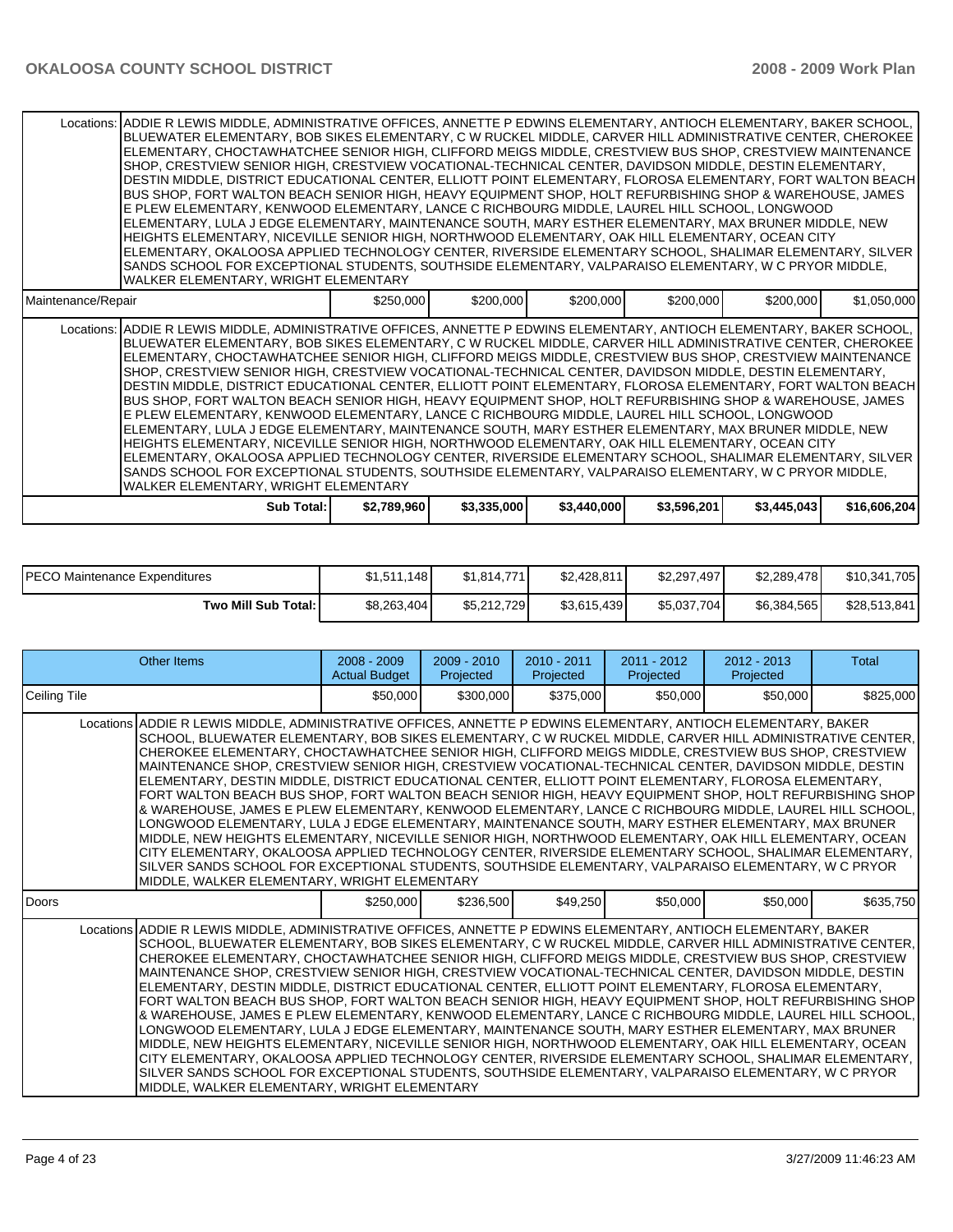| | | | | | | |
|---|---|---|---|---|---|---|
| Locations: | ADDIE R LEWIS MIDDLE, ADMINISTRATIVE OFFICES, ANNETTE P EDWINS ELEMENTARY, ANTIOCH ELEMENTARY, BAKER SCHOOL, BLUEWATER ELEMENTARY, BOB SIKES ELEMENTARY, C W RUCKEL MIDDLE, CARVER HILL ADMINISTRATIVE CENTER, CHEROKEE ELEMENTARY, CHOCTAWHATCHEE SENIOR HIGH, CLIFFORD MEIGS MIDDLE, CRESTVIEW BUS SHOP, CRESTVIEW MAINTENANCE SHOP, CRESTVIEW SENIOR HIGH, CRESTVIEW VOCATIONAL-TECHNICAL CENTER, DAVIDSON MIDDLE, DESTIN ELEMENTARY, DESTIN MIDDLE, DISTRICT EDUCATIONAL CENTER, ELLIOTT POINT ELEMENTARY, FLOROSA ELEMENTARY, FORT WALTON BEACH BUS SHOP, FORT WALTON BEACH SENIOR HIGH, HEAVY EQUIPMENT SHOP, HOLT REFURBISHING SHOP & WAREHOUSE, JAMES E PLEW ELEMENTARY, KENWOOD ELEMENTARY, LANCE C RICHBOURG MIDDLE, LAUREL HILL SCHOOL, LONGWOOD ELEMENTARY, LULA J EDGE ELEMENTARY, MAINTENANCE SOUTH, MARY ESTHER ELEMENTARY, MAX BRUNER MIDDLE, NEW HEIGHTS ELEMENTARY, NICEVILLE SENIOR HIGH, NORTHWOOD ELEMENTARY, OAK HILL ELEMENTARY, OCEAN CITY ELEMENTARY, OKALOOSA APPLIED TECHNOLOGY CENTER, RIVERSIDE ELEMENTARY SCHOOL, SHALIMAR ELEMENTARY, SILVER SANDS SCHOOL FOR EXCEPTIONAL STUDENTS, SOUTHSIDE ELEMENTARY, VALPARAISO ELEMENTARY, W C PRYOR MIDDLE, WALKER ELEMENTARY, WRIGHT ELEMENTARY | | | | | |
| Maintenance/Repair | | $250,000 | $200,000 | $200,000 | $200,000 | $200,000 | $1,050,000 |
| Locations: | ADDIE R LEWIS MIDDLE, ADMINISTRATIVE OFFICES, ANNETTE P EDWINS ELEMENTARY, ANTIOCH ELEMENTARY, BAKER SCHOOL, BLUEWATER ELEMENTARY, BOB SIKES ELEMENTARY, C W RUCKEL MIDDLE, CARVER HILL ADMINISTRATIVE CENTER, CHEROKEE ELEMENTARY, CHOCTAWHATCHEE SENIOR HIGH, CLIFFORD MEIGS MIDDLE, CRESTVIEW BUS SHOP, CRESTVIEW MAINTENANCE SHOP, CRESTVIEW SENIOR HIGH, CRESTVIEW VOCATIONAL-TECHNICAL CENTER, DAVIDSON MIDDLE, DESTIN ELEMENTARY, DESTIN MIDDLE, DISTRICT EDUCATIONAL CENTER, ELLIOTT POINT ELEMENTARY, FLOROSA ELEMENTARY, FORT WALTON BEACH BUS SHOP, FORT WALTON BEACH SENIOR HIGH, HEAVY EQUIPMENT SHOP, HOLT REFURBISHING SHOP & WAREHOUSE, JAMES E PLEW ELEMENTARY, KENWOOD ELEMENTARY, LANCE C RICHBOURG MIDDLE, LAUREL HILL SCHOOL, LONGWOOD ELEMENTARY, LULA J EDGE ELEMENTARY, MAINTENANCE SOUTH, MARY ESTHER ELEMENTARY, MAX BRUNER MIDDLE, NEW HEIGHTS ELEMENTARY, NICEVILLE SENIOR HIGH, NORTHWOOD ELEMENTARY, OAK HILL ELEMENTARY, OCEAN CITY ELEMENTARY, OKALOOSA APPLIED TECHNOLOGY CENTER, RIVERSIDE ELEMENTARY SCHOOL, SHALIMAR ELEMENTARY, SILVER SANDS SCHOOL FOR EXCEPTIONAL STUDENTS, SOUTHSIDE ELEMENTARY, VALPARAISO ELEMENTARY, W C PRYOR MIDDLE, WALKER ELEMENTARY, WRIGHT ELEMENTARY | | | | | |
| | **Sub Total:** | **$2,789,960** | **$3,335,000** | **$3,440,000** | **$3,596,201** | **$3,445,043** | **$16,606,204** |

| | | | | | | |
|---|---|---|---|---|---|---|
| PECO Maintenance Expenditures | $1,511,148 | $1,814,771 | $2,428,811 | $2,297,497 | $2,289,478 | $10,341,705 |
| **Two Mill Sub Total:** | $8,263,404 | $5,212,729 | $3,615,439 | $5,037,704 | $6,384,565 | $28,513,841 |

| Other Items | | 2008 - 2009 Actual Budget | 2009 - 2010 Projected | 2010 - 2011 Projected | 2011 - 2012 Projected | 2012 - 2013 Projected | Total |
|---|---|---|---|---|---|---|---|
| Ceiling Tile | | $50,000 | $300,000 | $375,000 | $50,000 | $50,000 | $825,000 |
| Locations | ADDIE R LEWIS MIDDLE, ADMINISTRATIVE OFFICES, ANNETTE P EDWINS ELEMENTARY, ANTIOCH ELEMENTARY, BAKER SCHOOL, BLUEWATER ELEMENTARY, BOB SIKES ELEMENTARY, C W RUCKEL MIDDLE, CARVER HILL ADMINISTRATIVE CENTER, CHEROKEE ELEMENTARY, CHOCTAWHATCHEE SENIOR HIGH, CLIFFORD MEIGS MIDDLE, CRESTVIEW BUS SHOP, CRESTVIEW MAINTENANCE SHOP, CRESTVIEW SENIOR HIGH, CRESTVIEW VOCATIONAL-TECHNICAL CENTER, DAVIDSON MIDDLE, DESTIN ELEMENTARY, DESTIN MIDDLE, DISTRICT EDUCATIONAL CENTER, ELLIOTT POINT ELEMENTARY, FLOROSA ELEMENTARY, FORT WALTON BEACH BUS SHOP, FORT WALTON BEACH SENIOR HIGH, HEAVY EQUIPMENT SHOP, HOLT REFURBISHING SHOP & WAREHOUSE, JAMES E PLEW ELEMENTARY, KENWOOD ELEMENTARY, LANCE C RICHBOURG MIDDLE, LAUREL HILL SCHOOL, LONGWOOD ELEMENTARY, LULA J EDGE ELEMENTARY, MAINTENANCE SOUTH, MARY ESTHER ELEMENTARY, MAX BRUNER MIDDLE, NEW HEIGHTS ELEMENTARY, NICEVILLE SENIOR HIGH, NORTHWOOD ELEMENTARY, OAK HILL ELEMENTARY, OCEAN CITY ELEMENTARY, OKALOOSA APPLIED TECHNOLOGY CENTER, RIVERSIDE ELEMENTARY SCHOOL, SHALIMAR ELEMENTARY, SILVER SANDS SCHOOL FOR EXCEPTIONAL STUDENTS, SOUTHSIDE ELEMENTARY, VALPARAISO ELEMENTARY, W C PRYOR MIDDLE, WALKER ELEMENTARY, WRIGHT ELEMENTARY | | | | | | |
| Doors | | $250,000 | $236,500 | $49,250 | $50,000 | $50,000 | $635,750 |
| Locations | ADDIE R LEWIS MIDDLE, ADMINISTRATIVE OFFICES, ANNETTE P EDWINS ELEMENTARY, ANTIOCH ELEMENTARY, BAKER SCHOOL, BLUEWATER ELEMENTARY, BOB SIKES ELEMENTARY, C W RUCKEL MIDDLE, CARVER HILL ADMINISTRATIVE CENTER, CHEROKEE ELEMENTARY, CHOCTAWHATCHEE SENIOR HIGH, CLIFFORD MEIGS MIDDLE, CRESTVIEW BUS SHOP, CRESTVIEW MAINTENANCE SHOP, CRESTVIEW SENIOR HIGH, CRESTVIEW VOCATIONAL-TECHNICAL CENTER, DAVIDSON MIDDLE, DESTIN ELEMENTARY, DESTIN MIDDLE, DISTRICT EDUCATIONAL CENTER, ELLIOTT POINT ELEMENTARY, FLOROSA ELEMENTARY, FORT WALTON BEACH BUS SHOP, FORT WALTON BEACH SENIOR HIGH, HEAVY EQUIPMENT SHOP, HOLT REFURBISHING SHOP & WAREHOUSE, JAMES E PLEW ELEMENTARY, KENWOOD ELEMENTARY, LANCE C RICHBOURG MIDDLE, LAUREL HILL SCHOOL, LONGWOOD ELEMENTARY, LULA J EDGE ELEMENTARY, MAINTENANCE SOUTH, MARY ESTHER ELEMENTARY, MAX BRUNER MIDDLE, NEW HEIGHTS ELEMENTARY, NICEVILLE SENIOR HIGH, NORTHWOOD ELEMENTARY, OAK HILL ELEMENTARY, OCEAN CITY ELEMENTARY, OKALOOSA APPLIED TECHNOLOGY CENTER, RIVERSIDE ELEMENTARY SCHOOL, SHALIMAR ELEMENTARY, SILVER SANDS SCHOOL FOR EXCEPTIONAL STUDENTS, SOUTHSIDE ELEMENTARY, VALPARAISO ELEMENTARY, W C PRYOR MIDDLE, WALKER ELEMENTARY, WRIGHT ELEMENTARY | | | | | | |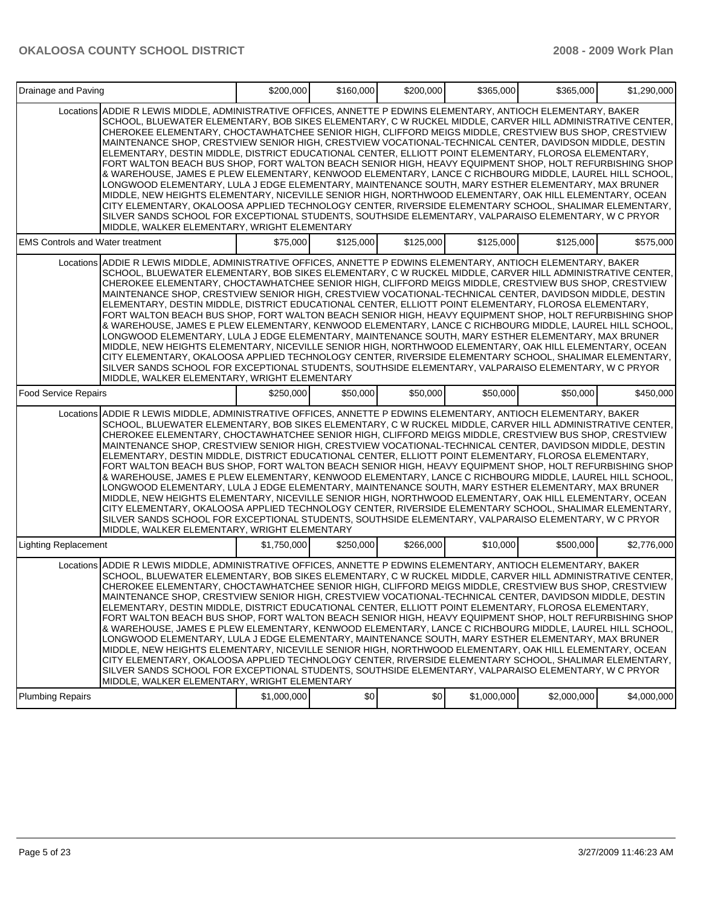| Drainage and Paving | | $200,000 | $160,000 | $200,000 | $365,000 | $365,000 | $1,290,000 |
|---|---|---|---|---|---|---|---|
| | Locations | ADDIE R LEWIS MIDDLE, ADMINISTRATIVE OFFICES, ANNETTE P EDWINS ELEMENTARY, ANTIOCH ELEMENTARY, BAKER SCHOOL, BLUEWATER ELEMENTARY, BOB SIKES ELEMENTARY, C W RUCKEL MIDDLE, CARVER HILL ADMINISTRATIVE CENTER, CHEROKEE ELEMENTARY, CHOCTAWHATCHEE SENIOR HIGH, CLIFFORD MEIGS MIDDLE, CRESTVIEW BUS SHOP, CRESTVIEW MAINTENANCE SHOP, CRESTVIEW SENIOR HIGH, CRESTVIEW VOCATIONAL-TECHNICAL CENTER, DAVIDSON MIDDLE, DESTIN ELEMENTARY, DESTIN MIDDLE, DISTRICT EDUCATIONAL CENTER, ELLIOTT POINT ELEMENTARY, FLOROSA ELEMENTARY, FORT WALTON BEACH BUS SHOP, FORT WALTON BEACH SENIOR HIGH, HEAVY EQUIPMENT SHOP, HOLT REFURBISHING SHOP & WAREHOUSE, JAMES E PLEW ELEMENTARY, KENWOOD ELEMENTARY, LANCE C RICHBOURG MIDDLE, LAUREL HILL SCHOOL, LONGWOOD ELEMENTARY, LULA J EDGE ELEMENTARY, MAINTENANCE SOUTH, MARY ESTHER ELEMENTARY, MAX BRUNER MIDDLE, NEW HEIGHTS ELEMENTARY, NICEVILLE SENIOR HIGH, NORTHWOOD ELEMENTARY, OAK HILL ELEMENTARY, OCEAN CITY ELEMENTARY, OKALOOSA APPLIED TECHNOLOGY CENTER, RIVERSIDE ELEMENTARY SCHOOL, SHALIMAR ELEMENTARY, SILVER SANDS SCHOOL FOR EXCEPTIONAL STUDENTS, SOUTHSIDE ELEMENTARY, VALPARAISO ELEMENTARY, W C PRYOR MIDDLE, WALKER ELEMENTARY, WRIGHT ELEMENTARY | | | | | |
| EMS Controls and Water treatment | | $75,000 | $125,000 | $125,000 | $125,000 | $125,000 | $575,000 |
| | Locations | ADDIE R LEWIS MIDDLE, ADMINISTRATIVE OFFICES, ANNETTE P EDWINS ELEMENTARY, ANTIOCH ELEMENTARY, BAKER SCHOOL, BLUEWATER ELEMENTARY, BOB SIKES ELEMENTARY, C W RUCKEL MIDDLE, CARVER HILL ADMINISTRATIVE CENTER, CHEROKEE ELEMENTARY, CHOCTAWHATCHEE SENIOR HIGH, CLIFFORD MEIGS MIDDLE, CRESTVIEW BUS SHOP, CRESTVIEW MAINTENANCE SHOP, CRESTVIEW SENIOR HIGH, CRESTVIEW VOCATIONAL-TECHNICAL CENTER, DAVIDSON MIDDLE, DESTIN ELEMENTARY, DESTIN MIDDLE, DISTRICT EDUCATIONAL CENTER, ELLIOTT POINT ELEMENTARY, FLOROSA ELEMENTARY, FORT WALTON BEACH BUS SHOP, FORT WALTON BEACH SENIOR HIGH, HEAVY EQUIPMENT SHOP, HOLT REFURBISHING SHOP & WAREHOUSE, JAMES E PLEW ELEMENTARY, KENWOOD ELEMENTARY, LANCE C RICHBOURG MIDDLE, LAUREL HILL SCHOOL, LONGWOOD ELEMENTARY, LULA J EDGE ELEMENTARY, MAINTENANCE SOUTH, MARY ESTHER ELEMENTARY, MAX BRUNER MIDDLE, NEW HEIGHTS ELEMENTARY, NICEVILLE SENIOR HIGH, NORTHWOOD ELEMENTARY, OAK HILL ELEMENTARY, OCEAN CITY ELEMENTARY, OKALOOSA APPLIED TECHNOLOGY CENTER, RIVERSIDE ELEMENTARY SCHOOL, SHALIMAR ELEMENTARY, SILVER SANDS SCHOOL FOR EXCEPTIONAL STUDENTS, SOUTHSIDE ELEMENTARY, VALPARAISO ELEMENTARY, W C PRYOR MIDDLE, WALKER ELEMENTARY, WRIGHT ELEMENTARY | | | | | |
| Food Service Repairs | | $250,000 | $50,000 | $50,000 | $50,000 | $50,000 | $450,000 |
| | Locations | ADDIE R LEWIS MIDDLE, ADMINISTRATIVE OFFICES, ANNETTE P EDWINS ELEMENTARY, ANTIOCH ELEMENTARY, BAKER SCHOOL, BLUEWATER ELEMENTARY, BOB SIKES ELEMENTARY, C W RUCKEL MIDDLE, CARVER HILL ADMINISTRATIVE CENTER, CHEROKEE ELEMENTARY, CHOCTAWHATCHEE SENIOR HIGH, CLIFFORD MEIGS MIDDLE, CRESTVIEW BUS SHOP, CRESTVIEW MAINTENANCE SHOP, CRESTVIEW SENIOR HIGH, CRESTVIEW VOCATIONAL-TECHNICAL CENTER, DAVIDSON MIDDLE, DESTIN ELEMENTARY, DESTIN MIDDLE, DISTRICT EDUCATIONAL CENTER, ELLIOTT POINT ELEMENTARY, FLOROSA ELEMENTARY, FORT WALTON BEACH BUS SHOP, FORT WALTON BEACH SENIOR HIGH, HEAVY EQUIPMENT SHOP, HOLT REFURBISHING SHOP & WAREHOUSE, JAMES E PLEW ELEMENTARY, KENWOOD ELEMENTARY, LANCE C RICHBOURG MIDDLE, LAUREL HILL SCHOOL, LONGWOOD ELEMENTARY, LULA J EDGE ELEMENTARY, MAINTENANCE SOUTH, MARY ESTHER ELEMENTARY, MAX BRUNER MIDDLE, NEW HEIGHTS ELEMENTARY, NICEVILLE SENIOR HIGH, NORTHWOOD ELEMENTARY, OAK HILL ELEMENTARY, OCEAN CITY ELEMENTARY, OKALOOSA APPLIED TECHNOLOGY CENTER, RIVERSIDE ELEMENTARY SCHOOL, SHALIMAR ELEMENTARY, SILVER SANDS SCHOOL FOR EXCEPTIONAL STUDENTS, SOUTHSIDE ELEMENTARY, VALPARAISO ELEMENTARY, W C PRYOR MIDDLE, WALKER ELEMENTARY, WRIGHT ELEMENTARY | | | | | |
| Lighting Replacement | | $1,750,000 | $250,000 | $266,000 | $10,000 | $500,000 | $2,776,000 |
| | Locations | ADDIE R LEWIS MIDDLE, ADMINISTRATIVE OFFICES, ANNETTE P EDWINS ELEMENTARY, ANTIOCH ELEMENTARY, BAKER SCHOOL, BLUEWATER ELEMENTARY, BOB SIKES ELEMENTARY, C W RUCKEL MIDDLE, CARVER HILL ADMINISTRATIVE CENTER, CHEROKEE ELEMENTARY, CHOCTAWHATCHEE SENIOR HIGH, CLIFFORD MEIGS MIDDLE, CRESTVIEW BUS SHOP, CRESTVIEW MAINTENANCE SHOP, CRESTVIEW SENIOR HIGH, CRESTVIEW VOCATIONAL-TECHNICAL CENTER, DAVIDSON MIDDLE, DESTIN ELEMENTARY, DESTIN MIDDLE, DISTRICT EDUCATIONAL CENTER, ELLIOTT POINT ELEMENTARY, FLOROSA ELEMENTARY, FORT WALTON BEACH BUS SHOP, FORT WALTON BEACH SENIOR HIGH, HEAVY EQUIPMENT SHOP, HOLT REFURBISHING SHOP & WAREHOUSE, JAMES E PLEW ELEMENTARY, KENWOOD ELEMENTARY, LANCE C RICHBOURG MIDDLE, LAUREL HILL SCHOOL, LONGWOOD ELEMENTARY, LULA J EDGE ELEMENTARY, MAINTENANCE SOUTH, MARY ESTHER ELEMENTARY, MAX BRUNER MIDDLE, NEW HEIGHTS ELEMENTARY, NICEVILLE SENIOR HIGH, NORTHWOOD ELEMENTARY, OAK HILL ELEMENTARY, OCEAN CITY ELEMENTARY, OKALOOSA APPLIED TECHNOLOGY CENTER, RIVERSIDE ELEMENTARY SCHOOL, SHALIMAR ELEMENTARY, SILVER SANDS SCHOOL FOR EXCEPTIONAL STUDENTS, SOUTHSIDE ELEMENTARY, VALPARAISO ELEMENTARY, W C PRYOR MIDDLE, WALKER ELEMENTARY, WRIGHT ELEMENTARY | | | | | |
| Plumbing Repairs | | $1,000,000 | $0 | $0 | $1,000,000 | $2,000,000 | $4,000,000 |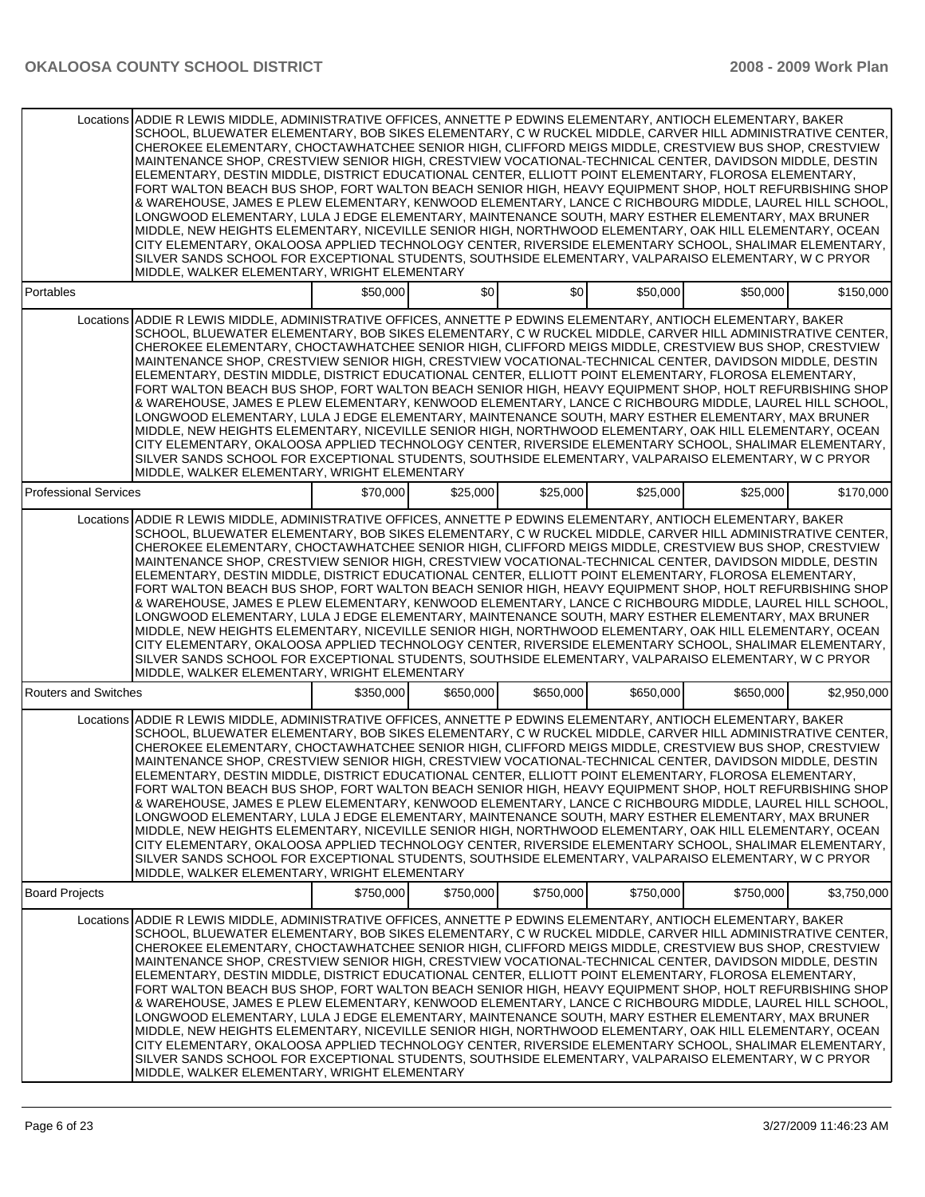| | | | | | | |
|---|---|---|---|---|---|---|
| Locations | ADDIE R LEWIS MIDDLE, ADMINISTRATIVE OFFICES, ANNETTE P EDWINS ELEMENTARY, ANTIOCH ELEMENTARY, BAKER SCHOOL, BLUEWATER ELEMENTARY, BOB SIKES ELEMENTARY, C W RUCKEL MIDDLE, CARVER HILL ADMINISTRATIVE CENTER, CHEROKEE ELEMENTARY, CHOCTAWHATCHEE SENIOR HIGH, CLIFFORD MEIGS MIDDLE, CRESTVIEW BUS SHOP, CRESTVIEW MAINTENANCE SHOP, CRESTVIEW SENIOR HIGH, CRESTVIEW VOCATIONAL-TECHNICAL CENTER, DAVIDSON MIDDLE, DESTIN ELEMENTARY, DESTIN MIDDLE, DISTRICT EDUCATIONAL CENTER, ELLIOTT POINT ELEMENTARY, FLOROSA ELEMENTARY, FORT WALTON BEACH BUS SHOP, FORT WALTON BEACH SENIOR HIGH, HEAVY EQUIPMENT SHOP, HOLT REFURBISHING SHOP & WAREHOUSE, JAMES E PLEW ELEMENTARY, KENWOOD ELEMENTARY, LANCE C RICHBOURG MIDDLE, LAUREL HILL SCHOOL, LONGWOOD ELEMENTARY, LULA J EDGE ELEMENTARY, MAINTENANCE SOUTH, MARY ESTHER ELEMENTARY, MAX BRUNER MIDDLE, NEW HEIGHTS ELEMENTARY, NICEVILLE SENIOR HIGH, NORTHWOOD ELEMENTARY, OAK HILL ELEMENTARY, OCEAN CITY ELEMENTARY, OKALOOSA APPLIED TECHNOLOGY CENTER, RIVERSIDE ELEMENTARY SCHOOL, SHALIMAR ELEMENTARY, SILVER SANDS SCHOOL FOR EXCEPTIONAL STUDENTS, SOUTHSIDE ELEMENTARY, VALPARAISO ELEMENTARY, W C PRYOR MIDDLE, WALKER ELEMENTARY, WRIGHT ELEMENTARY | | | | | |
| Portables | | $50,000 | $0 | $0 | $50,000 | $50,000 | $150,000 |
| Locations | ADDIE R LEWIS MIDDLE, ADMINISTRATIVE OFFICES, ANNETTE P EDWINS ELEMENTARY, ANTIOCH ELEMENTARY, BAKER SCHOOL, BLUEWATER ELEMENTARY, BOB SIKES ELEMENTARY, C W RUCKEL MIDDLE, CARVER HILL ADMINISTRATIVE CENTER, CHEROKEE ELEMENTARY, CHOCTAWHATCHEE SENIOR HIGH, CLIFFORD MEIGS MIDDLE, CRESTVIEW BUS SHOP, CRESTVIEW MAINTENANCE SHOP, CRESTVIEW SENIOR HIGH, CRESTVIEW VOCATIONAL-TECHNICAL CENTER, DAVIDSON MIDDLE, DESTIN ELEMENTARY, DESTIN MIDDLE, DISTRICT EDUCATIONAL CENTER, ELLIOTT POINT ELEMENTARY, FLOROSA ELEMENTARY, FORT WALTON BEACH BUS SHOP, FORT WALTON BEACH SENIOR HIGH, HEAVY EQUIPMENT SHOP, HOLT REFURBISHING SHOP & WAREHOUSE, JAMES E PLEW ELEMENTARY, KENWOOD ELEMENTARY, LANCE C RICHBOURG MIDDLE, LAUREL HILL SCHOOL, LONGWOOD ELEMENTARY, LULA J EDGE ELEMENTARY, MAINTENANCE SOUTH, MARY ESTHER ELEMENTARY, MAX BRUNER MIDDLE, NEW HEIGHTS ELEMENTARY, NICEVILLE SENIOR HIGH, NORTHWOOD ELEMENTARY, OAK HILL ELEMENTARY, OCEAN CITY ELEMENTARY, OKALOOSA APPLIED TECHNOLOGY CENTER, RIVERSIDE ELEMENTARY SCHOOL, SHALIMAR ELEMENTARY, SILVER SANDS SCHOOL FOR EXCEPTIONAL STUDENTS, SOUTHSIDE ELEMENTARY, VALPARAISO ELEMENTARY, W C PRYOR MIDDLE, WALKER ELEMENTARY, WRIGHT ELEMENTARY | | | | | |
| Professional Services | | $70,000 | $25,000 | $25,000 | $25,000 | $25,000 | $170,000 |
| Locations | ADDIE R LEWIS MIDDLE, ADMINISTRATIVE OFFICES, ANNETTE P EDWINS ELEMENTARY, ANTIOCH ELEMENTARY, BAKER SCHOOL, BLUEWATER ELEMENTARY, BOB SIKES ELEMENTARY, C W RUCKEL MIDDLE, CARVER HILL ADMINISTRATIVE CENTER, CHEROKEE ELEMENTARY, CHOCTAWHATCHEE SENIOR HIGH, CLIFFORD MEIGS MIDDLE, CRESTVIEW BUS SHOP, CRESTVIEW MAINTENANCE SHOP, CRESTVIEW SENIOR HIGH, CRESTVIEW VOCATIONAL-TECHNICAL CENTER, DAVIDSON MIDDLE, DESTIN ELEMENTARY, DESTIN MIDDLE, DISTRICT EDUCATIONAL CENTER, ELLIOTT POINT ELEMENTARY, FLOROSA ELEMENTARY, FORT WALTON BEACH BUS SHOP, FORT WALTON BEACH SENIOR HIGH, HEAVY EQUIPMENT SHOP, HOLT REFURBISHING SHOP & WAREHOUSE, JAMES E PLEW ELEMENTARY, KENWOOD ELEMENTARY, LANCE C RICHBOURG MIDDLE, LAUREL HILL SCHOOL, LONGWOOD ELEMENTARY, LULA J EDGE ELEMENTARY, MAINTENANCE SOUTH, MARY ESTHER ELEMENTARY, MAX BRUNER MIDDLE, NEW HEIGHTS ELEMENTARY, NICEVILLE SENIOR HIGH, NORTHWOOD ELEMENTARY, OAK HILL ELEMENTARY, OCEAN CITY ELEMENTARY, OKALOOSA APPLIED TECHNOLOGY CENTER, RIVERSIDE ELEMENTARY SCHOOL, SHALIMAR ELEMENTARY, SILVER SANDS SCHOOL FOR EXCEPTIONAL STUDENTS, SOUTHSIDE ELEMENTARY, VALPARAISO ELEMENTARY, W C PRYOR MIDDLE, WALKER ELEMENTARY, WRIGHT ELEMENTARY | | | | | |
| Routers and Switches | | $350,000 | $650,000 | $650,000 | $650,000 | $650,000 | $2,950,000 |
| Locations | ADDIE R LEWIS MIDDLE, ADMINISTRATIVE OFFICES, ANNETTE P EDWINS ELEMENTARY, ANTIOCH ELEMENTARY, BAKER SCHOOL, BLUEWATER ELEMENTARY, BOB SIKES ELEMENTARY, C W RUCKEL MIDDLE, CARVER HILL ADMINISTRATIVE CENTER, CHEROKEE ELEMENTARY, CHOCTAWHATCHEE SENIOR HIGH, CLIFFORD MEIGS MIDDLE, CRESTVIEW BUS SHOP, CRESTVIEW MAINTENANCE SHOP, CRESTVIEW SENIOR HIGH, CRESTVIEW VOCATIONAL-TECHNICAL CENTER, DAVIDSON MIDDLE, DESTIN ELEMENTARY, DESTIN MIDDLE, DISTRICT EDUCATIONAL CENTER, ELLIOTT POINT ELEMENTARY, FLOROSA ELEMENTARY, FORT WALTON BEACH BUS SHOP, FORT WALTON BEACH SENIOR HIGH, HEAVY EQUIPMENT SHOP, HOLT REFURBISHING SHOP & WAREHOUSE, JAMES E PLEW ELEMENTARY, KENWOOD ELEMENTARY, LANCE C RICHBOURG MIDDLE, LAUREL HILL SCHOOL, LONGWOOD ELEMENTARY, LULA J EDGE ELEMENTARY, MAINTENANCE SOUTH, MARY ESTHER ELEMENTARY, MAX BRUNER MIDDLE, NEW HEIGHTS ELEMENTARY, NICEVILLE SENIOR HIGH, NORTHWOOD ELEMENTARY, OAK HILL ELEMENTARY, OCEAN CITY ELEMENTARY, OKALOOSA APPLIED TECHNOLOGY CENTER, RIVERSIDE ELEMENTARY SCHOOL, SHALIMAR ELEMENTARY, SILVER SANDS SCHOOL FOR EXCEPTIONAL STUDENTS, SOUTHSIDE ELEMENTARY, VALPARAISO ELEMENTARY, W C PRYOR MIDDLE, WALKER ELEMENTARY, WRIGHT ELEMENTARY | | | | | |
| Board Projects | | $750,000 | $750,000 | $750,000 | $750,000 | $750,000 | $3,750,000 |
| Locations | ADDIE R LEWIS MIDDLE, ADMINISTRATIVE OFFICES, ANNETTE P EDWINS ELEMENTARY, ANTIOCH ELEMENTARY, BAKER SCHOOL, BLUEWATER ELEMENTARY, BOB SIKES ELEMENTARY, C W RUCKEL MIDDLE, CARVER HILL ADMINISTRATIVE CENTER, CHEROKEE ELEMENTARY, CHOCTAWHATCHEE SENIOR HIGH, CLIFFORD MEIGS MIDDLE, CRESTVIEW BUS SHOP, CRESTVIEW MAINTENANCE SHOP, CRESTVIEW SENIOR HIGH, CRESTVIEW VOCATIONAL-TECHNICAL CENTER, DAVIDSON MIDDLE, DESTIN ELEMENTARY, DESTIN MIDDLE, DISTRICT EDUCATIONAL CENTER, ELLIOTT POINT ELEMENTARY, FLOROSA ELEMENTARY, FORT WALTON BEACH BUS SHOP, FORT WALTON BEACH SENIOR HIGH, HEAVY EQUIPMENT SHOP, HOLT REFURBISHING SHOP & WAREHOUSE, JAMES E PLEW ELEMENTARY, KENWOOD ELEMENTARY, LANCE C RICHBOURG MIDDLE, LAUREL HILL SCHOOL, LONGWOOD ELEMENTARY, LULA J EDGE ELEMENTARY, MAINTENANCE SOUTH, MARY ESTHER ELEMENTARY, MAX BRUNER MIDDLE, NEW HEIGHTS ELEMENTARY, NICEVILLE SENIOR HIGH, NORTHWOOD ELEMENTARY, OAK HILL ELEMENTARY, OCEAN CITY ELEMENTARY, OKALOOSA APPLIED TECHNOLOGY CENTER, RIVERSIDE ELEMENTARY SCHOOL, SHALIMAR ELEMENTARY, SILVER SANDS SCHOOL FOR EXCEPTIONAL STUDENTS, SOUTHSIDE ELEMENTARY, VALPARAISO ELEMENTARY, W C PRYOR MIDDLE, WALKER ELEMENTARY, WRIGHT ELEMENTARY | | | | | |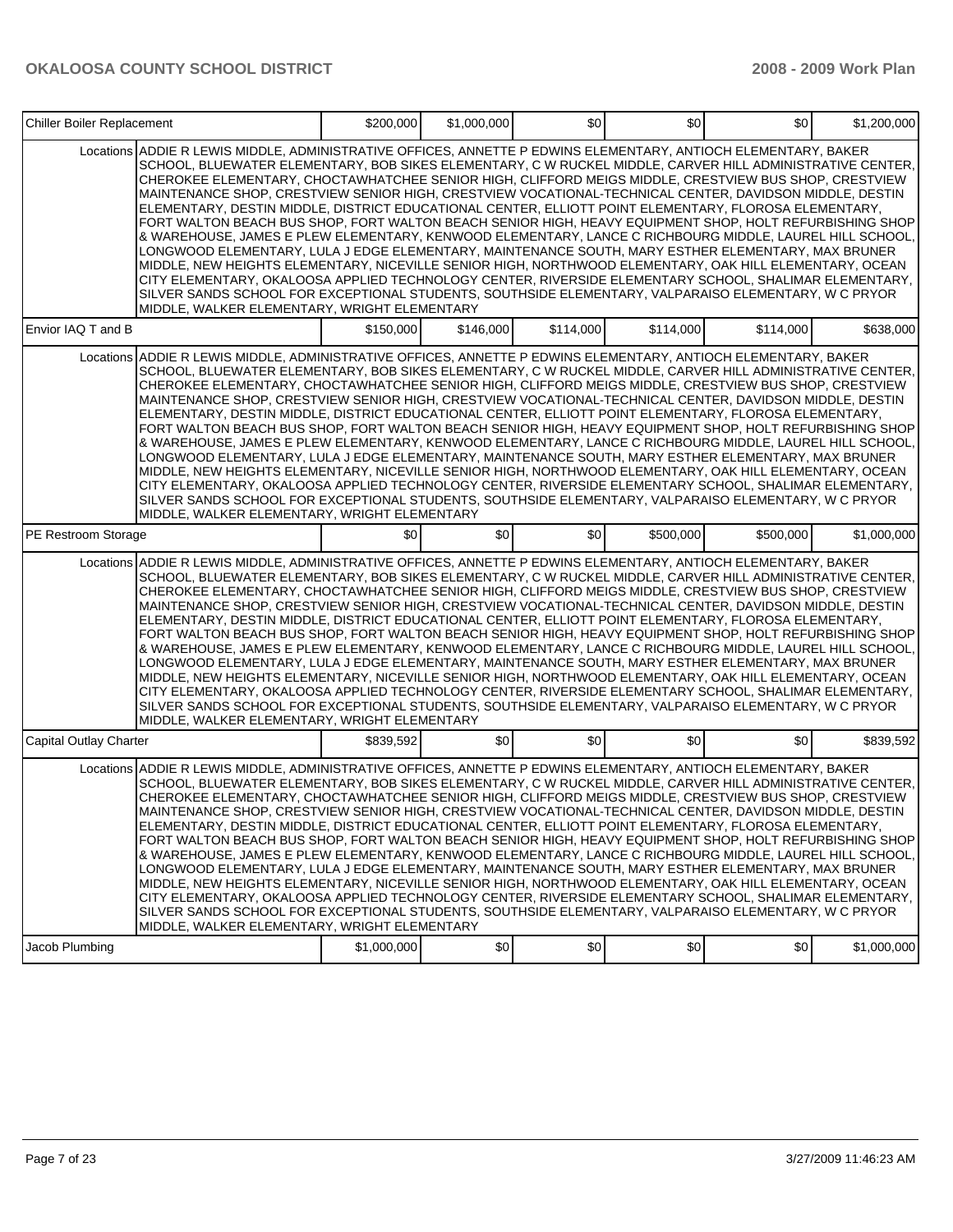| Chiller Boiler Replacement | | $200,000 | $1,000,000 | $0 | $0 | $0 | $1,200,000 |
|---|---|---|---|---|---|---|---|
| | Locations | ADDIE R LEWIS MIDDLE, ADMINISTRATIVE OFFICES, ANNETTE P EDWINS ELEMENTARY, ANTIOCH ELEMENTARY, BAKER SCHOOL, BLUEWATER ELEMENTARY, BOB SIKES ELEMENTARY, C W RUCKEL MIDDLE, CARVER HILL ADMINISTRATIVE CENTER, CHEROKEE ELEMENTARY, CHOCTAWHATCHEE SENIOR HIGH, CLIFFORD MEIGS MIDDLE, CRESTVIEW BUS SHOP, CRESTVIEW MAINTENANCE SHOP, CRESTVIEW SENIOR HIGH, CRESTVIEW VOCATIONAL-TECHNICAL CENTER, DAVIDSON MIDDLE, DESTIN ELEMENTARY, DESTIN MIDDLE, DISTRICT EDUCATIONAL CENTER, ELLIOTT POINT ELEMENTARY, FLOROSA ELEMENTARY, FORT WALTON BEACH BUS SHOP, FORT WALTON BEACH SENIOR HIGH, HEAVY EQUIPMENT SHOP, HOLT REFURBISHING SHOP & WAREHOUSE, JAMES E PLEW ELEMENTARY, KENWOOD ELEMENTARY, LANCE C RICHBOURG MIDDLE, LAUREL HILL SCHOOL, LONGWOOD ELEMENTARY, LULA J EDGE ELEMENTARY, MAINTENANCE SOUTH, MARY ESTHER ELEMENTARY, MAX BRUNER MIDDLE, NEW HEIGHTS ELEMENTARY, NICEVILLE SENIOR HIGH, NORTHWOOD ELEMENTARY, OAK HILL ELEMENTARY, OCEAN CITY ELEMENTARY, OKALOOSA APPLIED TECHNOLOGY CENTER, RIVERSIDE ELEMENTARY SCHOOL, SHALIMAR ELEMENTARY, SILVER SANDS SCHOOL FOR EXCEPTIONAL STUDENTS, SOUTHSIDE ELEMENTARY, VALPARAISO ELEMENTARY, W C PRYOR MIDDLE, WALKER ELEMENTARY, WRIGHT ELEMENTARY | | | | | |
| Envior IAQ T and B | | $150,000 | $146,000 | $114,000 | $114,000 | $114,000 | $638,000 |
| | Locations | ADDIE R LEWIS MIDDLE, ADMINISTRATIVE OFFICES, ANNETTE P EDWINS ELEMENTARY, ANTIOCH ELEMENTARY, BAKER SCHOOL, BLUEWATER ELEMENTARY, BOB SIKES ELEMENTARY, C W RUCKEL MIDDLE, CARVER HILL ADMINISTRATIVE CENTER, CHEROKEE ELEMENTARY, CHOCTAWHATCHEE SENIOR HIGH, CLIFFORD MEIGS MIDDLE, CRESTVIEW BUS SHOP, CRESTVIEW MAINTENANCE SHOP, CRESTVIEW SENIOR HIGH, CRESTVIEW VOCATIONAL-TECHNICAL CENTER, DAVIDSON MIDDLE, DESTIN ELEMENTARY, DESTIN MIDDLE, DISTRICT EDUCATIONAL CENTER, ELLIOTT POINT ELEMENTARY, FLOROSA ELEMENTARY, FORT WALTON BEACH BUS SHOP, FORT WALTON BEACH SENIOR HIGH, HEAVY EQUIPMENT SHOP, HOLT REFURBISHING SHOP & WAREHOUSE, JAMES E PLEW ELEMENTARY, KENWOOD ELEMENTARY, LANCE C RICHBOURG MIDDLE, LAUREL HILL SCHOOL, LONGWOOD ELEMENTARY, LULA J EDGE ELEMENTARY, MAINTENANCE SOUTH, MARY ESTHER ELEMENTARY, MAX BRUNER MIDDLE, NEW HEIGHTS ELEMENTARY, NICEVILLE SENIOR HIGH, NORTHWOOD ELEMENTARY, OAK HILL ELEMENTARY, OCEAN CITY ELEMENTARY, OKALOOSA APPLIED TECHNOLOGY CENTER, RIVERSIDE ELEMENTARY SCHOOL, SHALIMAR ELEMENTARY, SILVER SANDS SCHOOL FOR EXCEPTIONAL STUDENTS, SOUTHSIDE ELEMENTARY, VALPARAISO ELEMENTARY, W C PRYOR MIDDLE, WALKER ELEMENTARY, WRIGHT ELEMENTARY | | | | | |
| PE Restroom Storage | | $0 | $0 | $0 | $500,000 | $500,000 | $1,000,000 |
| | Locations | ADDIE R LEWIS MIDDLE, ADMINISTRATIVE OFFICES, ANNETTE P EDWINS ELEMENTARY, ANTIOCH ELEMENTARY, BAKER SCHOOL, BLUEWATER ELEMENTARY, BOB SIKES ELEMENTARY, C W RUCKEL MIDDLE, CARVER HILL ADMINISTRATIVE CENTER, CHEROKEE ELEMENTARY, CHOCTAWHATCHEE SENIOR HIGH, CLIFFORD MEIGS MIDDLE, CRESTVIEW BUS SHOP, CRESTVIEW MAINTENANCE SHOP, CRESTVIEW SENIOR HIGH, CRESTVIEW VOCATIONAL-TECHNICAL CENTER, DAVIDSON MIDDLE, DESTIN ELEMENTARY, DESTIN MIDDLE, DISTRICT EDUCATIONAL CENTER, ELLIOTT POINT ELEMENTARY, FLOROSA ELEMENTARY, FORT WALTON BEACH BUS SHOP, FORT WALTON BEACH SENIOR HIGH, HEAVY EQUIPMENT SHOP, HOLT REFURBISHING SHOP & WAREHOUSE, JAMES E PLEW ELEMENTARY, KENWOOD ELEMENTARY, LANCE C RICHBOURG MIDDLE, LAUREL HILL SCHOOL, LONGWOOD ELEMENTARY, LULA J EDGE ELEMENTARY, MAINTENANCE SOUTH, MARY ESTHER ELEMENTARY, MAX BRUNER MIDDLE, NEW HEIGHTS ELEMENTARY, NICEVILLE SENIOR HIGH, NORTHWOOD ELEMENTARY, OAK HILL ELEMENTARY, OCEAN CITY ELEMENTARY, OKALOOSA APPLIED TECHNOLOGY CENTER, RIVERSIDE ELEMENTARY SCHOOL, SHALIMAR ELEMENTARY, SILVER SANDS SCHOOL FOR EXCEPTIONAL STUDENTS, SOUTHSIDE ELEMENTARY, VALPARAISO ELEMENTARY, W C PRYOR MIDDLE, WALKER ELEMENTARY, WRIGHT ELEMENTARY | | | | | |
| Capital Outlay Charter | | $839,592 | $0 | $0 | $0 | $0 | $839,592 |
| | Locations | ADDIE R LEWIS MIDDLE, ADMINISTRATIVE OFFICES, ANNETTE P EDWINS ELEMENTARY, ANTIOCH ELEMENTARY, BAKER SCHOOL, BLUEWATER ELEMENTARY, BOB SIKES ELEMENTARY, C W RUCKEL MIDDLE, CARVER HILL ADMINISTRATIVE CENTER, CHEROKEE ELEMENTARY, CHOCTAWHATCHEE SENIOR HIGH, CLIFFORD MEIGS MIDDLE, CRESTVIEW BUS SHOP, CRESTVIEW MAINTENANCE SHOP, CRESTVIEW SENIOR HIGH, CRESTVIEW VOCATIONAL-TECHNICAL CENTER, DAVIDSON MIDDLE, DESTIN ELEMENTARY, DESTIN MIDDLE, DISTRICT EDUCATIONAL CENTER, ELLIOTT POINT ELEMENTARY, FLOROSA ELEMENTARY, FORT WALTON BEACH BUS SHOP, FORT WALTON BEACH SENIOR HIGH, HEAVY EQUIPMENT SHOP, HOLT REFURBISHING SHOP & WAREHOUSE, JAMES E PLEW ELEMENTARY, KENWOOD ELEMENTARY, LANCE C RICHBOURG MIDDLE, LAUREL HILL SCHOOL, LONGWOOD ELEMENTARY, LULA J EDGE ELEMENTARY, MAINTENANCE SOUTH, MARY ESTHER ELEMENTARY, MAX BRUNER MIDDLE, NEW HEIGHTS ELEMENTARY, NICEVILLE SENIOR HIGH, NORTHWOOD ELEMENTARY, OAK HILL ELEMENTARY, OCEAN CITY ELEMENTARY, OKALOOSA APPLIED TECHNOLOGY CENTER, RIVERSIDE ELEMENTARY SCHOOL, SHALIMAR ELEMENTARY, SILVER SANDS SCHOOL FOR EXCEPTIONAL STUDENTS, SOUTHSIDE ELEMENTARY, VALPARAISO ELEMENTARY, W C PRYOR MIDDLE, WALKER ELEMENTARY, WRIGHT ELEMENTARY | | | | | |
| Jacob Plumbing | | $1,000,000 | $0 | $0 | $0 | $0 | $1,000,000 |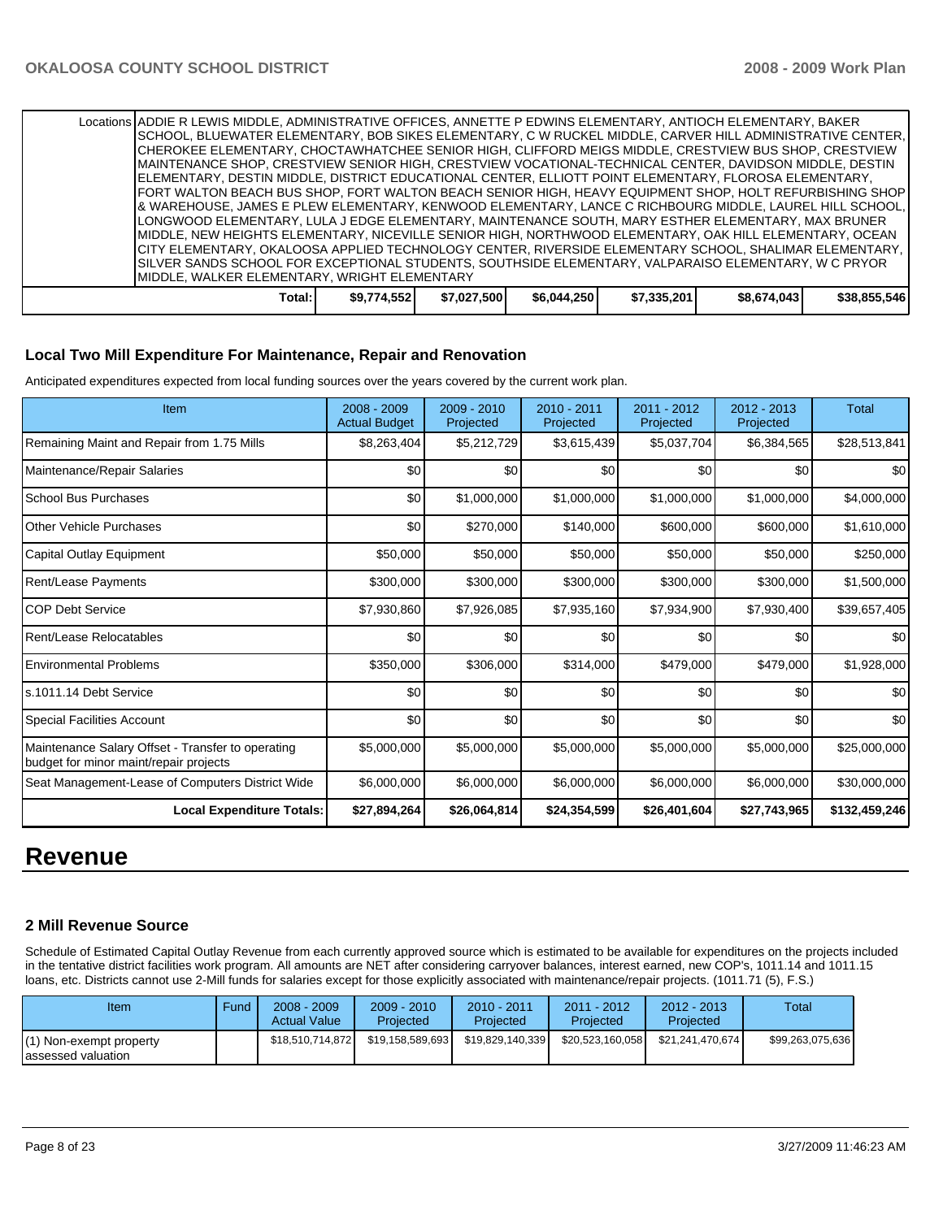| | | | | | | |
|---|---|---|---|---|---|---|
| Locations | ADDIE R LEWIS MIDDLE, ADMINISTRATIVE OFFICES, ANNETTE P EDWINS ELEMENTARY, ANTIOCH ELEMENTARY, BAKER SCHOOL, BLUEWATER ELEMENTARY, BOB SIKES ELEMENTARY, C W RUCKEL MIDDLE, CARVER HILL ADMINISTRATIVE CENTER, CHEROKEE ELEMENTARY, CHOCTAWHATCHEE SENIOR HIGH, CLIFFORD MEIGS MIDDLE, CRESTVIEW BUS SHOP, CRESTVIEW MAINTENANCE SHOP, CRESTVIEW SENIOR HIGH, CRESTVIEW VOCATIONAL-TECHNICAL CENTER, DAVIDSON MIDDLE, DESTIN ELEMENTARY, DESTIN MIDDLE, DISTRICT EDUCATIONAL CENTER, ELLIOTT POINT ELEMENTARY, FLOROSA ELEMENTARY, FORT WALTON BEACH BUS SHOP, FORT WALTON BEACH SENIOR HIGH, HEAVY EQUIPMENT SHOP, HOLT REFURBISHING SHOP & WAREHOUSE, JAMES E PLEW ELEMENTARY, KENWOOD ELEMENTARY, LANCE C RICHBOURG MIDDLE, LAUREL HILL SCHOOL, LONGWOOD ELEMENTARY, LULA J EDGE ELEMENTARY, MAINTENANCE SOUTH, MARY ESTHER ELEMENTARY, MAX BRUNER MIDDLE, NEW HEIGHTS ELEMENTARY, NICEVILLE SENIOR HIGH, NORTHWOOD ELEMENTARY, OAK HILL ELEMENTARY, OCEAN CITY ELEMENTARY, OKALOOSA APPLIED TECHNOLOGY CENTER, RIVERSIDE ELEMENTARY SCHOOL, SHALIMAR ELEMENTARY, SILVER SANDS SCHOOL FOR EXCEPTIONAL STUDENTS, SOUTHSIDE ELEMENTARY, VALPARAISO ELEMENTARY, W C PRYOR MIDDLE, WALKER ELEMENTARY, WRIGHT ELEMENTARY | | | | | |
| Total: | $9,774,552 | $7,027,500 | $6,044,250 | $7,335,201 | $8,674,043 | $38,855,546 |

### Local Two Mill Expenditure For Maintenance, Repair and Renovation

Anticipated expenditures expected from local funding sources over the years covered by the current work plan.

| Item | 2008 - 2009 Actual Budget | 2009 - 2010 Projected | 2010 - 2011 Projected | 2011 - 2012 Projected | 2012 - 2013 Projected | Total |
|---|---|---|---|---|---|---|
| Remaining Maint and Repair from 1.75 Mills | $8,263,404 | $5,212,729 | $3,615,439 | $5,037,704 | $6,384,565 | $28,513,841 |
| Maintenance/Repair Salaries | $0 | $0 | $0 | $0 | $0 | $0 |
| School Bus Purchases | $0 | $1,000,000 | $1,000,000 | $1,000,000 | $1,000,000 | $4,000,000 |
| Other Vehicle Purchases | $0 | $270,000 | $140,000 | $600,000 | $600,000 | $1,610,000 |
| Capital Outlay Equipment | $50,000 | $50,000 | $50,000 | $50,000 | $50,000 | $250,000 |
| Rent/Lease Payments | $300,000 | $300,000 | $300,000 | $300,000 | $300,000 | $1,500,000 |
| COP Debt Service | $7,930,860 | $7,926,085 | $7,935,160 | $7,934,900 | $7,930,400 | $39,657,405 |
| Rent/Lease Relocatables | $0 | $0 | $0 | $0 | $0 | $0 |
| Environmental Problems | $350,000 | $306,000 | $314,000 | $479,000 | $479,000 | $1,928,000 |
| s.1011.14 Debt Service | $0 | $0 | $0 | $0 | $0 | $0 |
| Special Facilities Account | $0 | $0 | $0 | $0 | $0 | $0 |
| Maintenance Salary Offset - Transfer to operating budget for minor maint/repair projects | $5,000,000 | $5,000,000 | $5,000,000 | $5,000,000 | $5,000,000 | $25,000,000 |
| Seat Management-Lease of Computers District Wide | $6,000,000 | $6,000,000 | $6,000,000 | $6,000,000 | $6,000,000 | $30,000,000 |
| **Local Expenditure Totals:** | **$27,894,264** | **$26,064,814** | **$24,354,599** | **$26,401,604** | **$27,743,965** | **$132,459,246** |

# Revenue

### 2 Mill Revenue Source

Schedule of Estimated Capital Outlay Revenue from each currently approved source which is estimated to be available for expenditures on the projects included in the tentative district facilities work program. All amounts are NET after considering carryover balances, interest earned, new COP's, 1011.14 and 1011.15 loans, etc. Districts cannot use 2-Mill funds for salaries except for those explicitly associated with maintenance/repair projects. (1011.71 (5), F.S.)

| Item | Fund | 2008 - 2009 Actual Value | 2009 - 2010 Projected | 2010 - 2011 Projected | 2011 - 2012 Projected | 2012 - 2013 Projected | Total |
|---|---|---|---|---|---|---|---|
| (1) Non-exempt property assessed valuation | | $18,510,714,872 | $19,158,589,693 | $19,829,140,339 | $20,523,160,058 | $21,241,470,674 | $99,263,075,636 |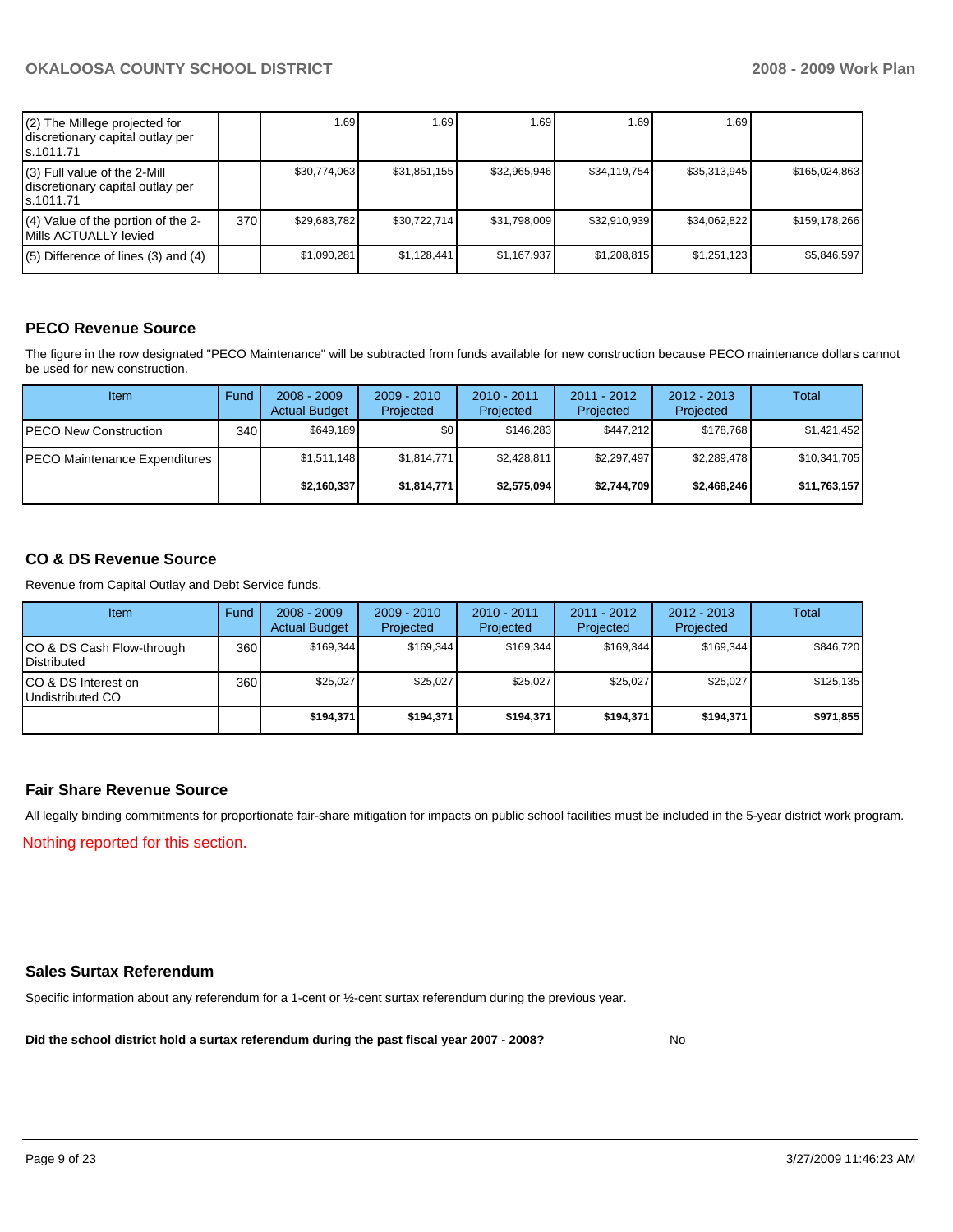| | | | | | | | |
|---|---|---|---|---|---|---|---|
| (2) The Millege projected for discretionary capital outlay per s.1011.71 | | 1.69 | 1.69 | 1.69 | 1.69 | 1.69 | |
| (3) Full value of the 2-Mill discretionary capital outlay per s.1011.71 | | $30,774,063 | $31,851,155 | $32,965,946 | $34,119,754 | $35,313,945 | $165,024,863 |
| (4) Value of the portion of the 2-Mills ACTUALLY levied | 370 | $29,683,782 | $30,722,714 | $31,798,009 | $32,910,939 | $34,062,822 | $159,178,266 |
| (5) Difference of lines (3) and (4) | | $1,090,281 | $1,128,441 | $1,167,937 | $1,208,815 | $1,251,123 | $5,846,597 |

## PECO Revenue Source

The figure in the row designated "PECO Maintenance" will be subtracted from funds available for new construction because PECO maintenance dollars cannot be used for new construction.

| Item | Fund | 2008 - 2009 Actual Budget | 2009 - 2010 Projected | 2010 - 2011 Projected | 2011 - 2012 Projected | 2012 - 2013 Projected | Total |
|---|---|---|---|---|---|---|---|
| PECO New Construction | 340 | $649,189 | $0 | $146,283 | $447,212 | $178,768 | $1,421,452 |
| PECO Maintenance Expenditures | | $1,511,148 | $1,814,771 | $2,428,811 | $2,297,497 | $2,289,478 | $10,341,705 |
| | | **$2,160,337** | **$1,814,771** | **$2,575,094** | **$2,744,709** | **$2,468,246** | **$11,763,157** |

## CO & DS Revenue Source

Revenue from Capital Outlay and Debt Service funds.

| Item | Fund | 2008 - 2009 Actual Budget | 2009 - 2010 Projected | 2010 - 2011 Projected | 2011 - 2012 Projected | 2012 - 2013 Projected | Total |
|---|---|---|---|---|---|---|---|
| CO & DS Cash Flow-through Distributed | 360 | $169,344 | $169,344 | $169,344 | $169,344 | $169,344 | $846,720 |
| CO & DS Interest on Undistributed CO | 360 | $25,027 | $25,027 | $25,027 | $25,027 | $25,027 | $125,135 |
| | | **$194,371** | **$194,371** | **$194,371** | **$194,371** | **$194,371** | **$971,855** |

## Fair Share Revenue Source

All legally binding commitments for proportionate fair-share mitigation for impacts on public school facilities must be included in the 5-year district work program.

Nothing reported for this section.

## Sales Surtax Referendum

Specific information about any referendum for a 1-cent or ½-cent surtax referendum during the previous year.

**Did the school district hold a surtax referendum during the past fiscal year 2007 - 2008?** No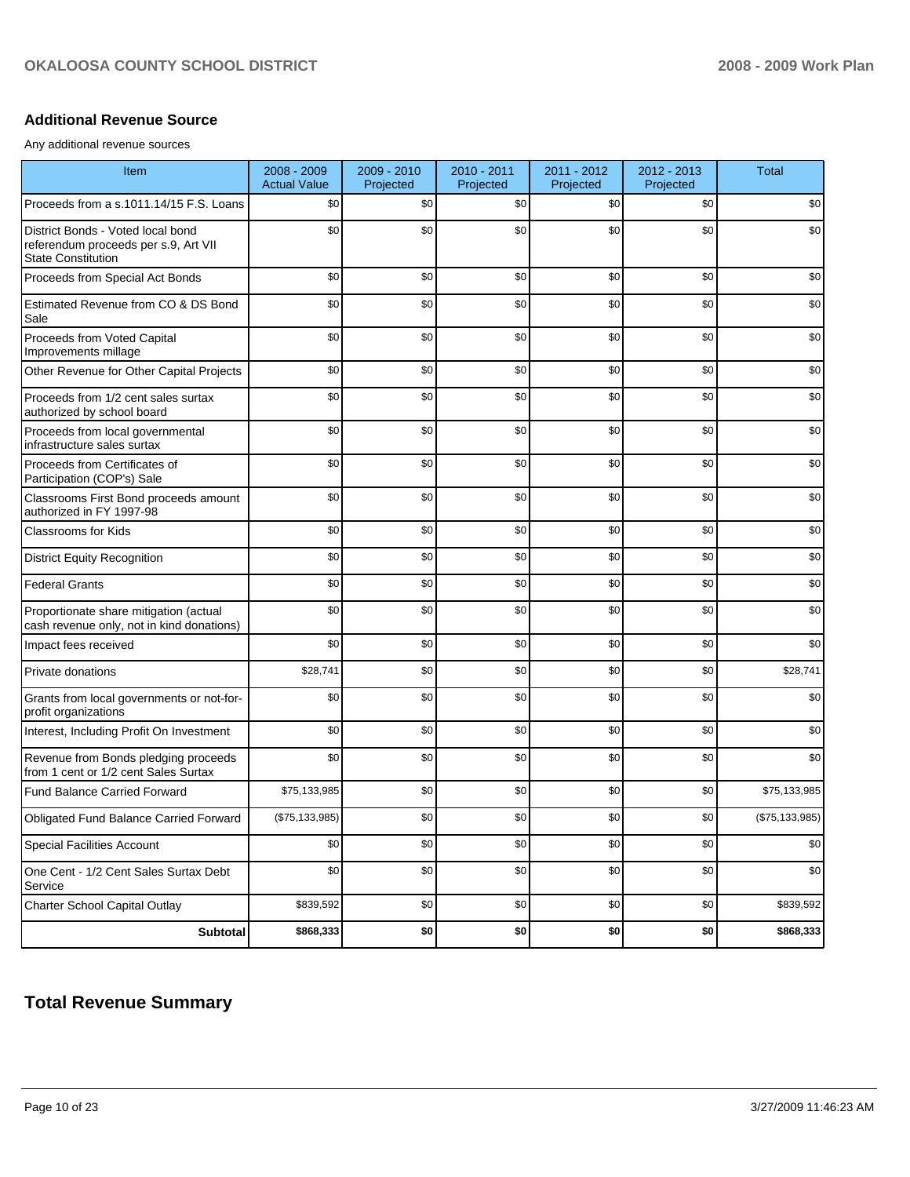## Additional Revenue Source

Any additional revenue sources

| Item | 2008 - 2009 Actual Value | 2009 - 2010 Projected | 2010 - 2011 Projected | 2011 - 2012 Projected | 2012 - 2013 Projected | Total |
|---|---|---|---|---|---|---|
| Proceeds from a s.1011.14/15 F.S. Loans | $0 | $0 | $0 | $0 | $0 | $0 |
| District Bonds - Voted local bond referendum proceeds per s.9, Art VII State Constitution | $0 | $0 | $0 | $0 | $0 | $0 |
| Proceeds from Special Act Bonds | $0 | $0 | $0 | $0 | $0 | $0 |
| Estimated Revenue from CO & DS Bond Sale | $0 | $0 | $0 | $0 | $0 | $0 |
| Proceeds from Voted Capital Improvements millage | $0 | $0 | $0 | $0 | $0 | $0 |
| Other Revenue for Other Capital Projects | $0 | $0 | $0 | $0 | $0 | $0 |
| Proceeds from 1/2 cent sales surtax authorized by school board | $0 | $0 | $0 | $0 | $0 | $0 |
| Proceeds from local governmental infrastructure sales surtax | $0 | $0 | $0 | $0 | $0 | $0 |
| Proceeds from Certificates of Participation (COP's) Sale | $0 | $0 | $0 | $0 | $0 | $0 |
| Classrooms First Bond proceeds amount authorized in FY 1997-98 | $0 | $0 | $0 | $0 | $0 | $0 |
| Classrooms for Kids | $0 | $0 | $0 | $0 | $0 | $0 |
| District Equity Recognition | $0 | $0 | $0 | $0 | $0 | $0 |
| Federal Grants | $0 | $0 | $0 | $0 | $0 | $0 |
| Proportionate share mitigation (actual cash revenue only, not in kind donations) | $0 | $0 | $0 | $0 | $0 | $0 |
| Impact fees received | $0 | $0 | $0 | $0 | $0 | $0 |
| Private donations | $28,741 | $0 | $0 | $0 | $0 | $28,741 |
| Grants from local governments or not-for-profit organizations | $0 | $0 | $0 | $0 | $0 | $0 |
| Interest, Including Profit On Investment | $0 | $0 | $0 | $0 | $0 | $0 |
| Revenue from Bonds pledging proceeds from 1 cent or 1/2 cent Sales Surtax | $0 | $0 | $0 | $0 | $0 | $0 |
| Fund Balance Carried Forward | $75,133,985 | $0 | $0 | $0 | $0 | $75,133,985 |
| Obligated Fund Balance Carried Forward | ($75,133,985) | $0 | $0 | $0 | $0 | ($75,133,985) |
| Special Facilities Account | $0 | $0 | $0 | $0 | $0 | $0 |
| One Cent - 1/2 Cent Sales Surtax Debt Service | $0 | $0 | $0 | $0 | $0 | $0 |
| Charter School Capital Outlay | $839,592 | $0 | $0 | $0 | $0 | $839,592 |
| **Subtotal** | **$868,333** | **$0** | **$0** | **$0** | **$0** | **$868,333** |

## Total Revenue Summary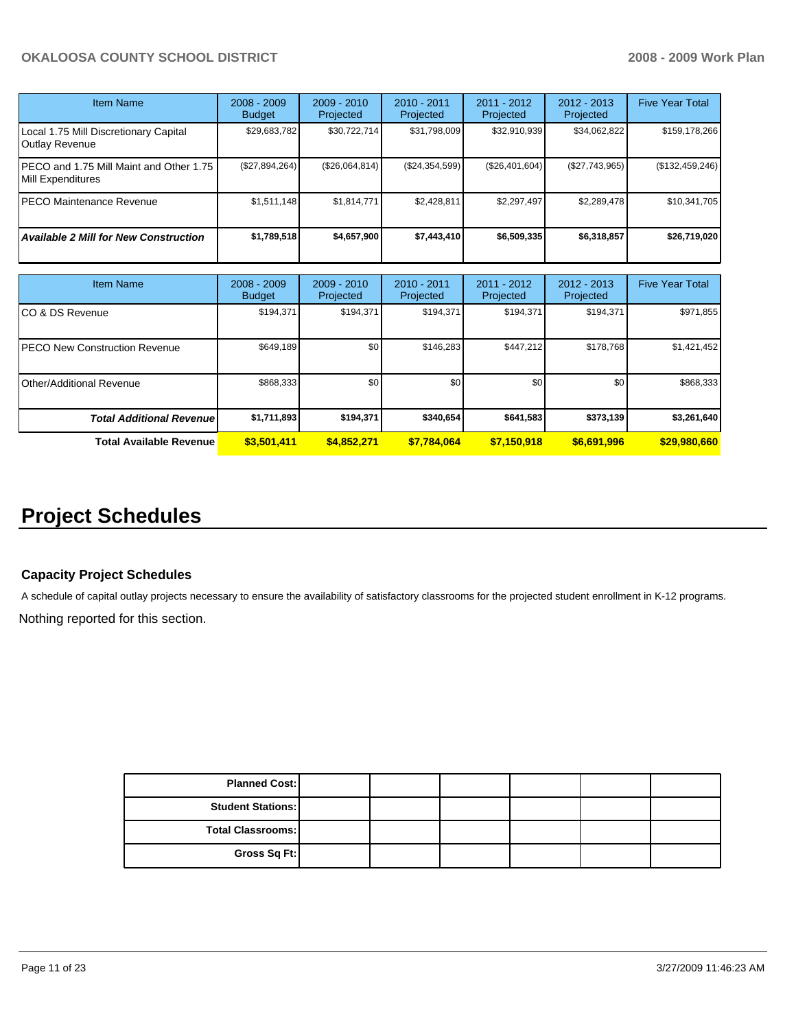| Item Name | 2008 - 2009 Budget | 2009 - 2010 Projected | 2010 - 2011 Projected | 2011 - 2012 Projected | 2012 - 2013 Projected | Five Year Total |
|---|---|---|---|---|---|---|
| Local 1.75 Mill Discretionary Capital Outlay Revenue | $29,683,782 | $30,722,714 | $31,798,009 | $32,910,939 | $34,062,822 | $159,178,266 |
| PECO and 1.75 Mill Maint and Other 1.75 Mill Expenditures | ($27,894,264) | ($26,064,814) | ($24,354,599) | ($26,401,604) | ($27,743,965) | ($132,459,246) |
| PECO Maintenance Revenue | $1,511,148 | $1,814,771 | $2,428,811 | $2,297,497 | $2,289,478 | $10,341,705 |
| ***Available 2 Mill for New Construction*** | **$1,789,518** | **$4,657,900** | **$7,443,410** | **$6,509,335** | **$6,318,857** | **$26,719,020** |

| Item Name | 2008 - 2009 Budget | 2009 - 2010 Projected | 2010 - 2011 Projected | 2011 - 2012 Projected | 2012 - 2013 Projected | Five Year Total |
|---|---|---|---|---|---|---|
| CO & DS Revenue | $194,371 | $194,371 | $194,371 | $194,371 | $194,371 | $971,855 |
| PECO New Construction Revenue | $649,189 | $0 | $146,283 | $447,212 | $178,768 | $1,421,452 |
| Other/Additional Revenue | $868,333 | $0 | $0 | $0 | $0 | $868,333 |
| ***Total Additional Revenue*** | **$1,711,893** | **$194,371** | **$340,654** | **$641,583** | **$373,139** | **$3,261,640** |
| **Total Available Revenue** | **$3,501,411** | **$4,852,271** | **$7,784,064** | **$7,150,918** | **$6,691,996** | **$29,980,660** |

# Project Schedules

### Capacity Project Schedules

A schedule of capital outlay projects necessary to ensure the availability of satisfactory classrooms for the projected student enrollment in K-12 programs.

Nothing reported for this section.

| | | | | | | |
|---|---|---|---|---|---|---|
| **Planned Cost:** | | | | | | |
| **Student Stations:** | | | | | | |
| **Total Classrooms:** | | | | | | |
| **Gross Sq Ft:** | | | | | | |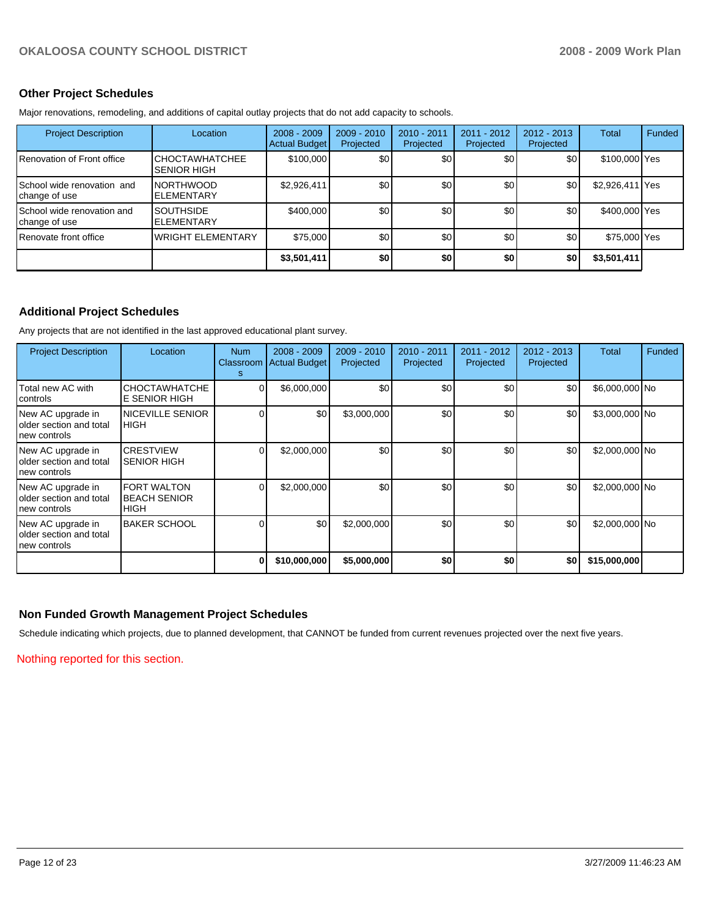## Other Project Schedules

Major renovations, remodeling, and additions of capital outlay projects that do not add capacity to schools.

| Project Description | Location | 2008 - 2009 Actual Budget | 2009 - 2010 Projected | 2010 - 2011 Projected | 2011 - 2012 Projected | 2012 - 2013 Projected | Total | Funded |
|---|---|---|---|---|---|---|---|---|
| Renovation of Front office | CHOCTAWHATCHEE SENIOR HIGH | $100,000 | $0 | $0 | $0 | $0 | $100,000 | Yes |
| School wide renovation and change of use | NORTHWOOD ELEMENTARY | $2,926,411 | $0 | $0 | $0 | $0 | $2,926,411 | Yes |
| School wide renovation and change of use | SOUTHSIDE ELEMENTARY | $400,000 | $0 | $0 | $0 | $0 | $400,000 | Yes |
| Renovate front office | WRIGHT ELEMENTARY | $75,000 | $0 | $0 | $0 | $0 | $75,000 | Yes |
| | | **$3,501,411** | **$0** | **$0** | **$0** | **$0** | **$3,501,411** | |

## Additional Project Schedules

Any projects that are not identified in the last approved educational plant survey.

| Project Description | Location | Num Classrooms | 2008 - 2009 Actual Budget | 2009 - 2010 Projected | 2010 - 2011 Projected | 2011 - 2012 Projected | 2012 - 2013 Projected | Total | Funded |
|---|---|---|---|---|---|---|---|---|---|
| Total new AC with controls | CHOCTAWHATCHEE SENIOR HIGH | 0 | $6,000,000 | $0 | $0 | $0 | $0 | $6,000,000 | No |
| New AC upgrade in older section and total new controls | NICEVILLE SENIOR HIGH | 0 | $0 | $3,000,000 | $0 | $0 | $0 | $3,000,000 | No |
| New AC upgrade in older section and total new controls | CRESTVIEW SENIOR HIGH | 0 | $2,000,000 | $0 | $0 | $0 | $0 | $2,000,000 | No |
| New AC upgrade in older section and total new controls | FORT WALTON BEACH SENIOR HIGH | 0 | $2,000,000 | $0 | $0 | $0 | $0 | $2,000,000 | No |
| New AC upgrade in older section and total new controls | BAKER SCHOOL | 0 | $0 | $2,000,000 | $0 | $0 | $0 | $2,000,000 | No |
| | | **0** | **$10,000,000** | **$5,000,000** | **$0** | **$0** | **$0** | **$15,000,000** | |

## Non Funded Growth Management Project Schedules

Schedule indicating which projects, due to planned development, that CANNOT be funded from current revenues projected over the next five years.

Nothing reported for this section.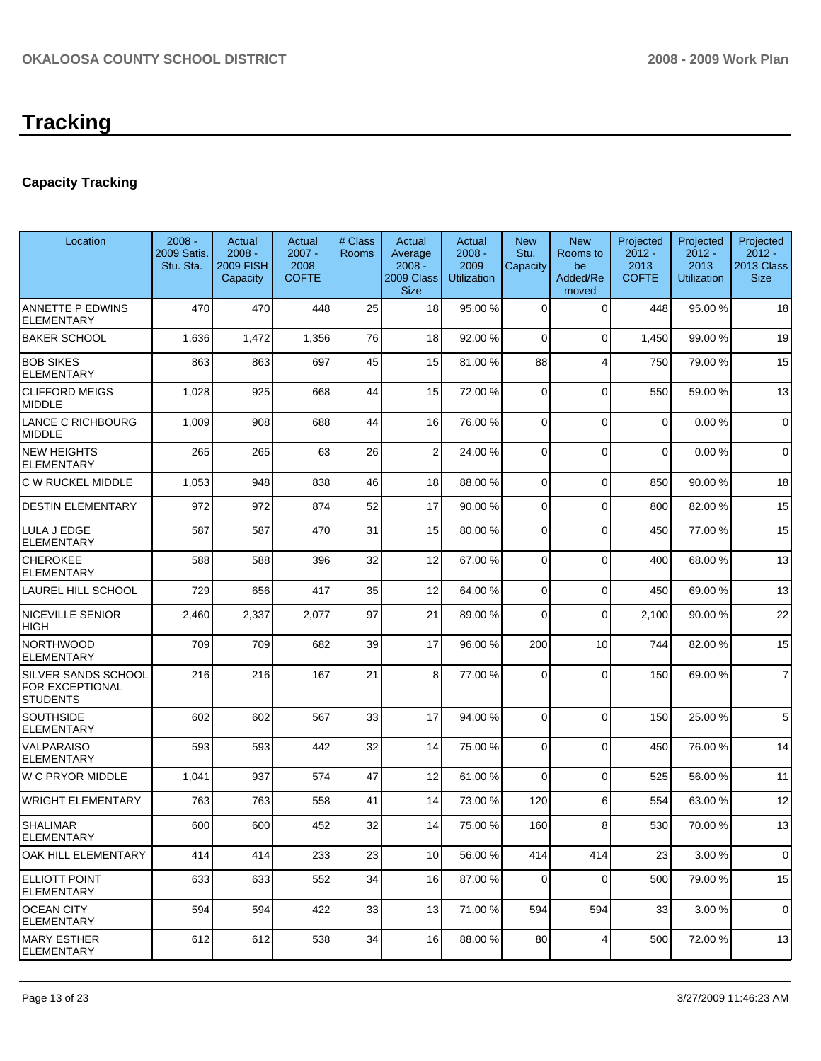# Tracking

## Capacity Tracking

| Location | 2008 - 2009 Satis. Stu. Sta. | Actual 2008 - 2009 FISH Capacity | Actual 2007 - 2008 COFTE | # Class Rooms | Actual Average 2008 - 2009 Class Size | Actual 2008 - 2009 Utilization | New Stu. Capacity | New Rooms to be Added/Removed | Projected 2012 - 2013 COFTE | Projected 2012 - 2013 Utilization | Projected 2012 - 2013 Class Size |
|---|---|---|---|---|---|---|---|---|---|---|---|
| ANNETTE P EDWINS ELEMENTARY | 470 | 470 | 448 | 25 | 18 | 95.00 % | 0 | 0 | 448 | 95.00 % | 18 |
| BAKER SCHOOL | 1,636 | 1,472 | 1,356 | 76 | 18 | 92.00 % | 0 | 0 | 1,450 | 99.00 % | 19 |
| BOB SIKES ELEMENTARY | 863 | 863 | 697 | 45 | 15 | 81.00 % | 88 | 4 | 750 | 79.00 % | 15 |
| CLIFFORD MEIGS MIDDLE | 1,028 | 925 | 668 | 44 | 15 | 72.00 % | 0 | 0 | 550 | 59.00 % | 13 |
| LANCE C RICHBOURG MIDDLE | 1,009 | 908 | 688 | 44 | 16 | 76.00 % | 0 | 0 | 0 | 0.00 % | 0 |
| NEW HEIGHTS ELEMENTARY | 265 | 265 | 63 | 26 | 2 | 24.00 % | 0 | 0 | 0 | 0.00 % | 0 |
| C W RUCKEL MIDDLE | 1,053 | 948 | 838 | 46 | 18 | 88.00 % | 0 | 0 | 850 | 90.00 % | 18 |
| DESTIN ELEMENTARY | 972 | 972 | 874 | 52 | 17 | 90.00 % | 0 | 0 | 800 | 82.00 % | 15 |
| LULA J EDGE ELEMENTARY | 587 | 587 | 470 | 31 | 15 | 80.00 % | 0 | 0 | 450 | 77.00 % | 15 |
| CHEROKEE ELEMENTARY | 588 | 588 | 396 | 32 | 12 | 67.00 % | 0 | 0 | 400 | 68.00 % | 13 |
| LAUREL HILL SCHOOL | 729 | 656 | 417 | 35 | 12 | 64.00 % | 0 | 0 | 450 | 69.00 % | 13 |
| NICEVILLE SENIOR HIGH | 2,460 | 2,337 | 2,077 | 97 | 21 | 89.00 % | 0 | 0 | 2,100 | 90.00 % | 22 |
| NORTHWOOD ELEMENTARY | 709 | 709 | 682 | 39 | 17 | 96.00 % | 200 | 10 | 744 | 82.00 % | 15 |
| SILVER SANDS SCHOOL FOR EXCEPTIONAL STUDENTS | 216 | 216 | 167 | 21 | 8 | 77.00 % | 0 | 0 | 150 | 69.00 % | 7 |
| SOUTHSIDE ELEMENTARY | 602 | 602 | 567 | 33 | 17 | 94.00 % | 0 | 0 | 150 | 25.00 % | 5 |
| VALPARAISO ELEMENTARY | 593 | 593 | 442 | 32 | 14 | 75.00 % | 0 | 0 | 450 | 76.00 % | 14 |
| W C PRYOR MIDDLE | 1,041 | 937 | 574 | 47 | 12 | 61.00 % | 0 | 0 | 525 | 56.00 % | 11 |
| WRIGHT ELEMENTARY | 763 | 763 | 558 | 41 | 14 | 73.00 % | 120 | 6 | 554 | 63.00 % | 12 |
| SHALIMAR ELEMENTARY | 600 | 600 | 452 | 32 | 14 | 75.00 % | 160 | 8 | 530 | 70.00 % | 13 |
| OAK HILL ELEMENTARY | 414 | 414 | 233 | 23 | 10 | 56.00 % | 414 | 414 | 23 | 3.00 % | 0 |
| ELLIOTT POINT ELEMENTARY | 633 | 633 | 552 | 34 | 16 | 87.00 % | 0 | 0 | 500 | 79.00 % | 15 |
| OCEAN CITY ELEMENTARY | 594 | 594 | 422 | 33 | 13 | 71.00 % | 594 | 594 | 33 | 3.00 % | 0 |
| MARY ESTHER ELEMENTARY | 612 | 612 | 538 | 34 | 16 | 88.00 % | 80 | 4 | 500 | 72.00 % | 13 |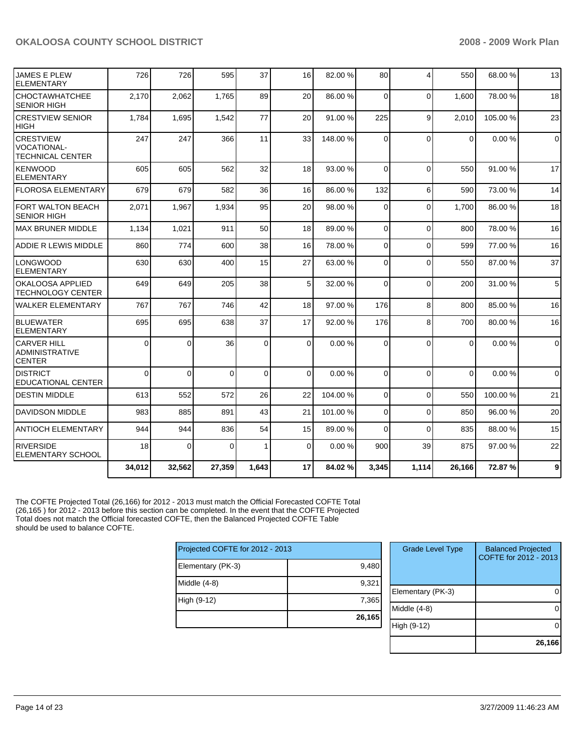| | | | | | | | | | | | |
|---|---|---|---|---|---|---|---|---|---|---|---|
| JAMES E PLEW ELEMENTARY | 726 | 726 | 595 | 37 | 16 | 82.00 % | 80 | 4 | 550 | 68.00 % | 13 |
| CHOCTAWHATCHEE SENIOR HIGH | 2,170 | 2,062 | 1,765 | 89 | 20 | 86.00 % | 0 | 0 | 1,600 | 78.00 % | 18 |
| CRESTVIEW SENIOR HIGH | 1,784 | 1,695 | 1,542 | 77 | 20 | 91.00 % | 225 | 9 | 2,010 | 105.00 % | 23 |
| CRESTVIEW VOCATIONAL-TECHNICAL CENTER | 247 | 247 | 366 | 11 | 33 | 148.00 % | 0 | 0 | 0 | 0.00 % | 0 |
| KENWOOD ELEMENTARY | 605 | 605 | 562 | 32 | 18 | 93.00 % | 0 | 0 | 550 | 91.00 % | 17 |
| FLOROSA ELEMENTARY | 679 | 679 | 582 | 36 | 16 | 86.00 % | 132 | 6 | 590 | 73.00 % | 14 |
| FORT WALTON BEACH SENIOR HIGH | 2,071 | 1,967 | 1,934 | 95 | 20 | 98.00 % | 0 | 0 | 1,700 | 86.00 % | 18 |
| MAX BRUNER MIDDLE | 1,134 | 1,021 | 911 | 50 | 18 | 89.00 % | 0 | 0 | 800 | 78.00 % | 16 |
| ADDIE R LEWIS MIDDLE | 860 | 774 | 600 | 38 | 16 | 78.00 % | 0 | 0 | 599 | 77.00 % | 16 |
| LONGWOOD ELEMENTARY | 630 | 630 | 400 | 15 | 27 | 63.00 % | 0 | 0 | 550 | 87.00 % | 37 |
| OKALOOSA APPLIED TECHNOLOGY CENTER | 649 | 649 | 205 | 38 | 5 | 32.00 % | 0 | 0 | 200 | 31.00 % | 5 |
| WALKER ELEMENTARY | 767 | 767 | 746 | 42 | 18 | 97.00 % | 176 | 8 | 800 | 85.00 % | 16 |
| BLUEWATER ELEMENTARY | 695 | 695 | 638 | 37 | 17 | 92.00 % | 176 | 8 | 700 | 80.00 % | 16 |
| CARVER HILL ADMINISTRATIVE CENTER | 0 | 0 | 36 | 0 | 0 | 0.00 % | 0 | 0 | 0 | 0.00 % | 0 |
| DISTRICT EDUCATIONAL CENTER | 0 | 0 | 0 | 0 | 0 | 0.00 % | 0 | 0 | 0 | 0.00 % | 0 |
| DESTIN MIDDLE | 613 | 552 | 572 | 26 | 22 | 104.00 % | 0 | 0 | 550 | 100.00 % | 21 |
| DAVIDSON MIDDLE | 983 | 885 | 891 | 43 | 21 | 101.00 % | 0 | 0 | 850 | 96.00 % | 20 |
| ANTIOCH ELEMENTARY | 944 | 944 | 836 | 54 | 15 | 89.00 % | 0 | 0 | 835 | 88.00 % | 15 |
| RIVERSIDE ELEMENTARY SCHOOL | 18 | 0 | 0 | 1 | 0 | 0.00 % | 900 | 39 | 875 | 97.00 % | 22 |
| | **34,012** | **32,562** | **27,359** | **1,643** | **17** | **84.02 %** | **3,345** | **1,114** | **26,166** | **72.87 %** | **9** |

The COFTE Projected Total (26,166) for 2012 - 2013 must match the Official Forecasted COFTE Total (26,165 ) for 2012 - 2013 before this section can be completed. In the event that the COFTE Projected Total does not match the Official forecasted COFTE, then the Balanced Projected COFTE Table should be used to balance COFTE.

| Projected COFTE for 2012 - 2013 | |
|---|---|
| Elementary (PK-3) | 9,480 |
| Middle (4-8) | 9,321 |
| High (9-12) | 7,365 |
| | **26,165** |

| Grade Level Type | Balanced Projected COFTE for 2012 - 2013 |
|---|---|
| Elementary (PK-3) | 0 |
| Middle (4-8) | 0 |
| High (9-12) | 0 |
| | **26,166** |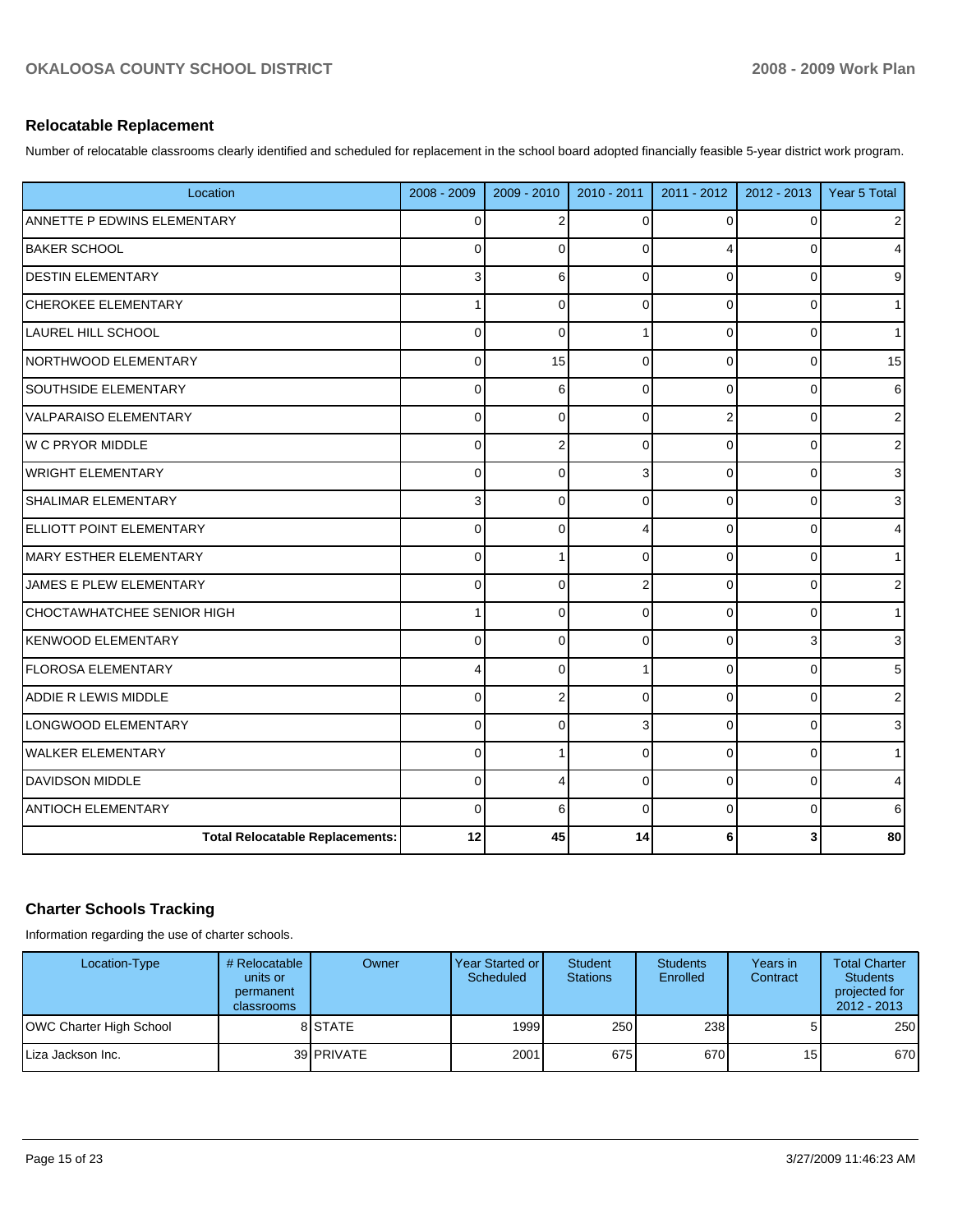## Relocatable Replacement

Number of relocatable classrooms clearly identified and scheduled for replacement in the school board adopted financially feasible 5-year district work program.

| Location | 2008 - 2009 | 2009 - 2010 | 2010 - 2011 | 2011 - 2012 | 2012 - 2013 | Year 5 Total |
|---|---|---|---|---|---|---|
| ANNETTE P EDWINS ELEMENTARY | 0 | 2 | 0 | 0 | 0 | 2 |
| BAKER SCHOOL | 0 | 0 | 0 | 4 | 0 | 4 |
| DESTIN ELEMENTARY | 3 | 6 | 0 | 0 | 0 | 9 |
| CHEROKEE ELEMENTARY | 1 | 0 | 0 | 0 | 0 | 1 |
| LAUREL HILL SCHOOL | 0 | 0 | 1 | 0 | 0 | 1 |
| NORTHWOOD ELEMENTARY | 0 | 15 | 0 | 0 | 0 | 15 |
| SOUTHSIDE ELEMENTARY | 0 | 6 | 0 | 0 | 0 | 6 |
| VALPARAISO ELEMENTARY | 0 | 0 | 0 | 2 | 0 | 2 |
| W C PRYOR MIDDLE | 0 | 2 | 0 | 0 | 0 | 2 |
| WRIGHT ELEMENTARY | 0 | 0 | 3 | 0 | 0 | 3 |
| SHALIMAR ELEMENTARY | 3 | 0 | 0 | 0 | 0 | 3 |
| ELLIOTT POINT ELEMENTARY | 0 | 0 | 4 | 0 | 0 | 4 |
| MARY ESTHER ELEMENTARY | 0 | 1 | 0 | 0 | 0 | 1 |
| JAMES E PLEW ELEMENTARY | 0 | 0 | 2 | 0 | 0 | 2 |
| CHOCTAWHATCHEE SENIOR HIGH | 1 | 0 | 0 | 0 | 0 | 1 |
| KENWOOD ELEMENTARY | 0 | 0 | 0 | 0 | 3 | 3 |
| FLOROSA ELEMENTARY | 4 | 0 | 1 | 0 | 0 | 5 |
| ADDIE R LEWIS MIDDLE | 0 | 2 | 0 | 0 | 0 | 2 |
| LONGWOOD ELEMENTARY | 0 | 0 | 3 | 0 | 0 | 3 |
| WALKER ELEMENTARY | 0 | 1 | 0 | 0 | 0 | 1 |
| DAVIDSON MIDDLE | 0 | 4 | 0 | 0 | 0 | 4 |
| ANTIOCH ELEMENTARY | 0 | 6 | 0 | 0 | 0 | 6 |
| **Total Relocatable Replacements:** | **12** | **45** | **14** | **6** | **3** | **80** |

## Charter Schools Tracking

Information regarding the use of charter schools.

| Location-Type | # Relocatable units or permanent classrooms | Owner | Year Started or Scheduled | Student Stations | Students Enrolled | Years in Contract | Total Charter Students projected for 2012 - 2013 |
|---|---|---|---|---|---|---|---|
| OWC Charter High School | 8 | STATE | 1999 | 250 | 238 | 5 | 250 |
| Liza Jackson Inc. | 39 | PRIVATE | 2001 | 675 | 670 | 15 | 670 |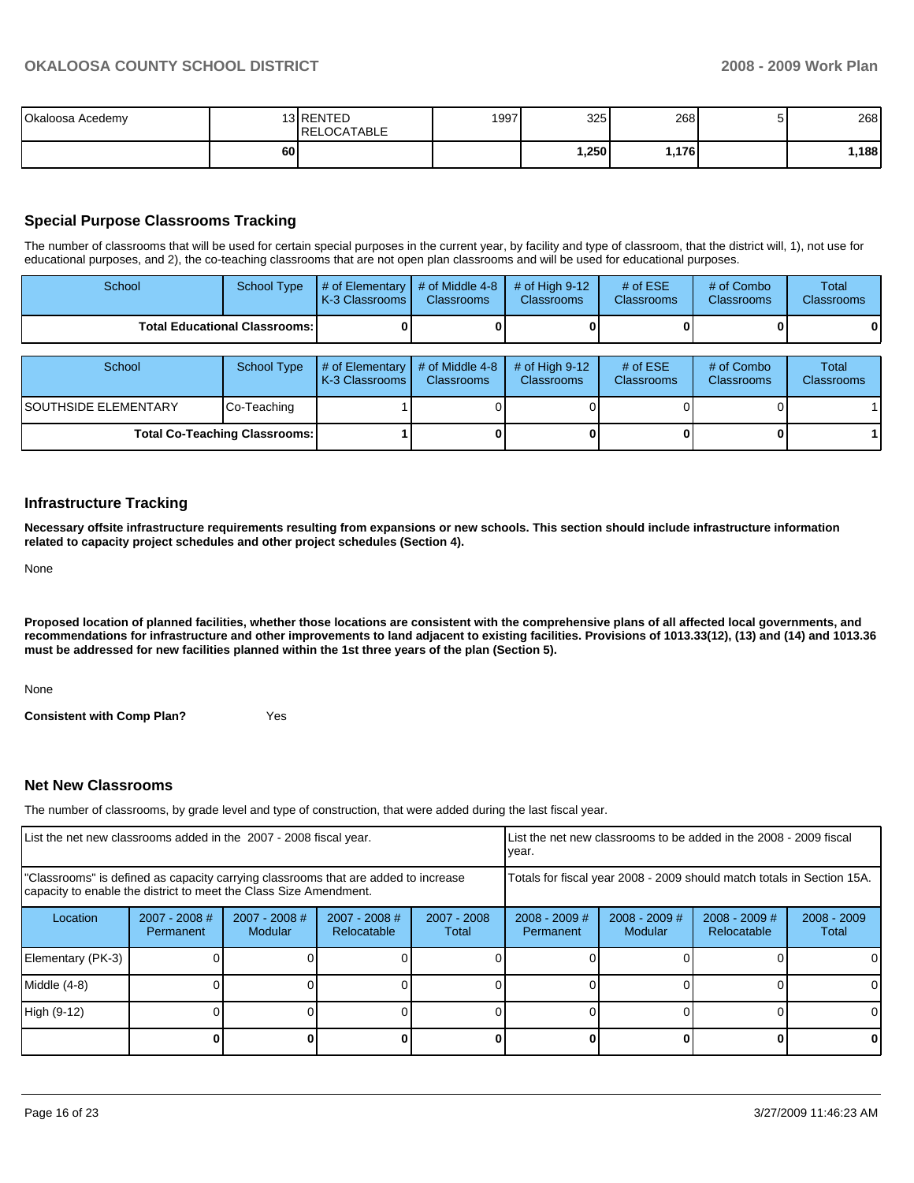| | | | | | | | |
|---|---|---|---|---|---|---|---|
| Okaloosa Acedemy | 13 | RENTED RELOCATABLE | 1997 | 325 | 268 | 5 | 268 |
| | 60 | | | 1,250 | 1,176 | | 1,188 |

## Special Purpose Classrooms Tracking

The number of classrooms that will be used for certain special purposes in the current year, by facility and type of classroom, that the district will, 1), not use for educational purposes, and 2), the co-teaching classrooms that are not open plan classrooms and will be used for educational purposes.

| School | School Type | # of Elementary K-3 Classrooms | # of Middle 4-8 Classrooms | # of High 9-12 Classrooms | # of ESE Classrooms | # of Combo Classrooms | Total Classrooms |
|---|---|---|---|---|---|---|---|
| **Total Educational Classrooms:** | | **0** | **0** | **0** | **0** | **0** | **0** |

| School | School Type | # of Elementary K-3 Classrooms | # of Middle 4-8 Classrooms | # of High 9-12 Classrooms | # of ESE Classrooms | # of Combo Classrooms | Total Classrooms |
|---|---|---|---|---|---|---|---|
| SOUTHSIDE ELEMENTARY | Co-Teaching | 1 | 0 | 0 | 0 | 0 | 1 |
| **Total Co-Teaching Classrooms:** | | **1** | **0** | **0** | **0** | **0** | **1** |

## Infrastructure Tracking

**Necessary offsite infrastructure requirements resulting from expansions or new schools. This section should include infrastructure information related to capacity project schedules and other project schedules (Section 4).**

None

**Proposed location of planned facilities, whether those locations are consistent with the comprehensive plans of all affected local governments, and recommendations for infrastructure and other improvements to land adjacent to existing facilities. Provisions of 1013.33(12), (13) and (14) and 1013.36 must be addressed for new facilities planned within the 1st three years of the plan (Section 5).**

None

**Consistent with Comp Plan?** Yes

## Net New Classrooms

The number of classrooms, by grade level and type of construction, that were added during the last fiscal year.

| List the net new classrooms added in the 2007 - 2008 fiscal year. | | | | | List the net new classrooms to be added in the 2008 - 2009 fiscal year. | | | |
|---|---|---|---|---|---|---|---|---|
| "Classrooms" is defined as capacity carrying classrooms that are added to increase capacity to enable the district to meet the Class Size Amendment. | | | | | Totals for fiscal year 2008 - 2009 should match totals in Section 15A. | | | |
| Location | 2007 - 2008 # Permanent | 2007 - 2008 # Modular | 2007 - 2008 # Relocatable | 2007 - 2008 Total | 2008 - 2009 # Permanent | 2008 - 2009 # Modular | 2008 - 2009 # Relocatable | 2008 - 2009 Total |
| Elementary (PK-3) | 0 | 0 | 0 | 0 | 0 | 0 | 0 | 0 |
| Middle (4-8) | 0 | 0 | 0 | 0 | 0 | 0 | 0 | 0 |
| High (9-12) | 0 | 0 | 0 | 0 | 0 | 0 | 0 | 0 |
| | **0** | **0** | **0** | **0** | **0** | **0** | **0** | **0** |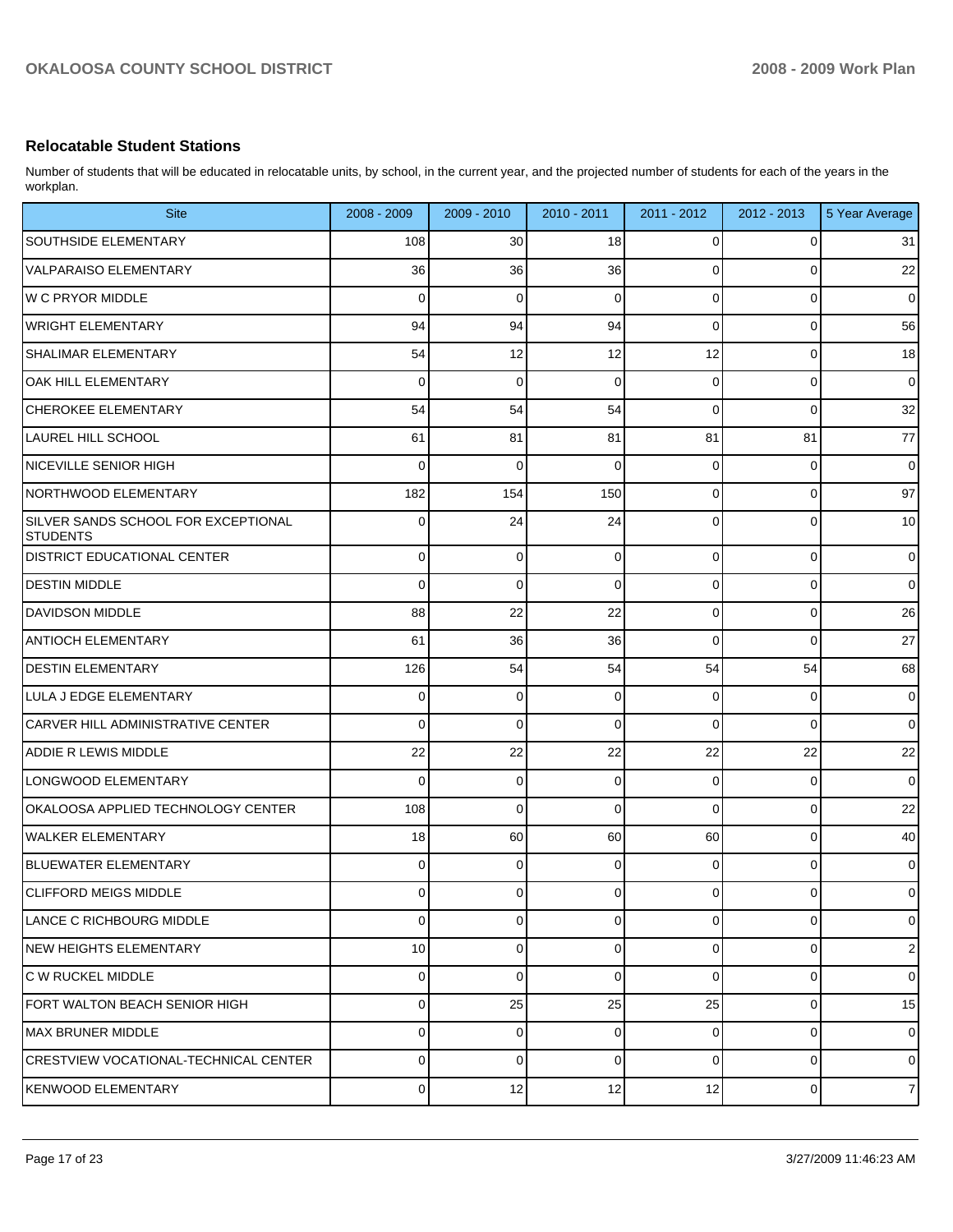## Relocatable Student Stations

Number of students that will be educated in relocatable units, by school, in the current year, and the projected number of students for each of the years in the workplan.

| Site | 2008 - 2009 | 2009 - 2010 | 2010 - 2011 | 2011 - 2012 | 2012 - 2013 | 5 Year Average |
|---|---|---|---|---|---|---|
| SOUTHSIDE ELEMENTARY | 108 | 30 | 18 | 0 | 0 | 31 |
| VALPARAISO ELEMENTARY | 36 | 36 | 36 | 0 | 0 | 22 |
| W C PRYOR MIDDLE | 0 | 0 | 0 | 0 | 0 | 0 |
| WRIGHT ELEMENTARY | 94 | 94 | 94 | 0 | 0 | 56 |
| SHALIMAR ELEMENTARY | 54 | 12 | 12 | 12 | 0 | 18 |
| OAK HILL ELEMENTARY | 0 | 0 | 0 | 0 | 0 | 0 |
| CHEROKEE ELEMENTARY | 54 | 54 | 54 | 0 | 0 | 32 |
| LAUREL HILL SCHOOL | 61 | 81 | 81 | 81 | 81 | 77 |
| NICEVILLE SENIOR HIGH | 0 | 0 | 0 | 0 | 0 | 0 |
| NORTHWOOD ELEMENTARY | 182 | 154 | 150 | 0 | 0 | 97 |
| SILVER SANDS SCHOOL FOR EXCEPTIONAL STUDENTS | 0 | 24 | 24 | 0 | 0 | 10 |
| DISTRICT EDUCATIONAL CENTER | 0 | 0 | 0 | 0 | 0 | 0 |
| DESTIN MIDDLE | 0 | 0 | 0 | 0 | 0 | 0 |
| DAVIDSON MIDDLE | 88 | 22 | 22 | 0 | 0 | 26 |
| ANTIOCH ELEMENTARY | 61 | 36 | 36 | 0 | 0 | 27 |
| DESTIN ELEMENTARY | 126 | 54 | 54 | 54 | 54 | 68 |
| LULA J EDGE ELEMENTARY | 0 | 0 | 0 | 0 | 0 | 0 |
| CARVER HILL ADMINISTRATIVE CENTER | 0 | 0 | 0 | 0 | 0 | 0 |
| ADDIE R LEWIS MIDDLE | 22 | 22 | 22 | 22 | 22 | 22 |
| LONGWOOD ELEMENTARY | 0 | 0 | 0 | 0 | 0 | 0 |
| OKALOOSA APPLIED TECHNOLOGY CENTER | 108 | 0 | 0 | 0 | 0 | 22 |
| WALKER ELEMENTARY | 18 | 60 | 60 | 60 | 0 | 40 |
| BLUEWATER ELEMENTARY | 0 | 0 | 0 | 0 | 0 | 0 |
| CLIFFORD MEIGS MIDDLE | 0 | 0 | 0 | 0 | 0 | 0 |
| LANCE C RICHBOURG MIDDLE | 0 | 0 | 0 | 0 | 0 | 0 |
| NEW HEIGHTS ELEMENTARY | 10 | 0 | 0 | 0 | 0 | 2 |
| C W RUCKEL MIDDLE | 0 | 0 | 0 | 0 | 0 | 0 |
| FORT WALTON BEACH SENIOR HIGH | 0 | 25 | 25 | 25 | 0 | 15 |
| MAX BRUNER MIDDLE | 0 | 0 | 0 | 0 | 0 | 0 |
| CRESTVIEW VOCATIONAL-TECHNICAL CENTER | 0 | 0 | 0 | 0 | 0 | 0 |
| KENWOOD ELEMENTARY | 0 | 12 | 12 | 12 | 0 | 7 |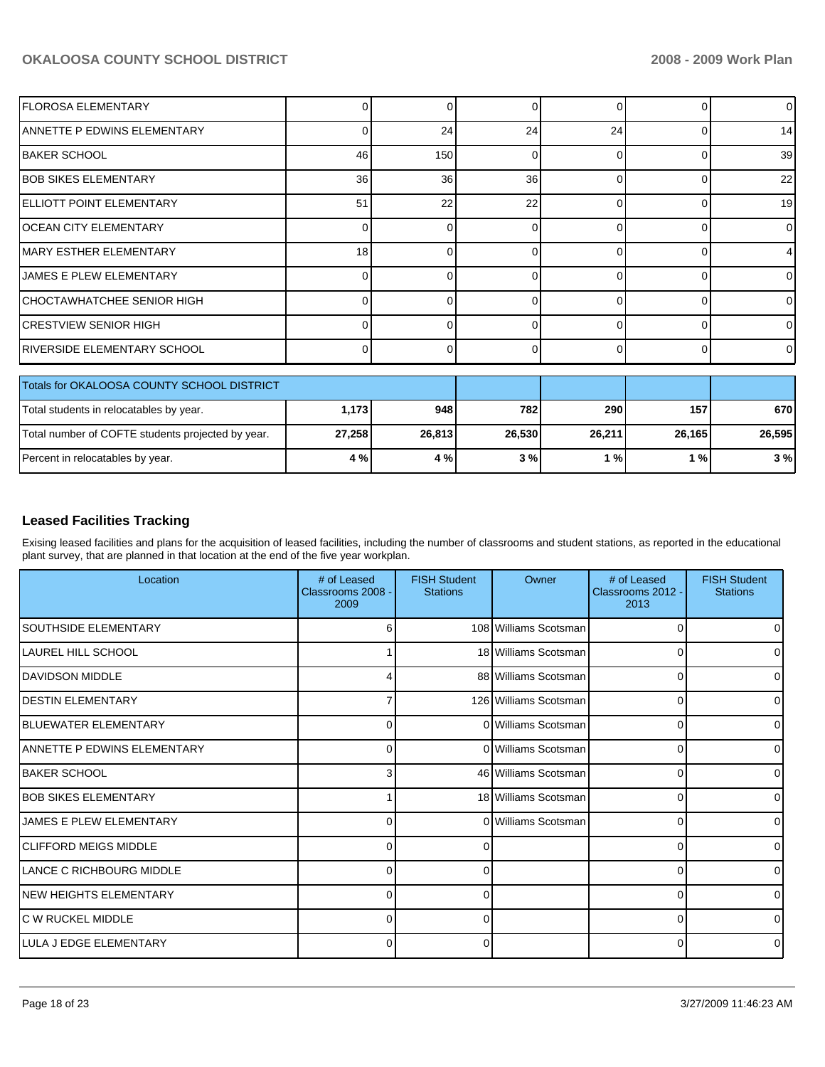| | | | | | | |
|---|---|---|---|---|---|---|
| FLOROSA ELEMENTARY | 0 | 0 | 0 | 0 | 0 | 0 |
| ANNETTE P EDWINS ELEMENTARY | 0 | 24 | 24 | 24 | 0 | 14 |
| BAKER SCHOOL | 46 | 150 | 0 | 0 | 0 | 39 |
| BOB SIKES ELEMENTARY | 36 | 36 | 36 | 0 | 0 | 22 |
| ELLIOTT POINT ELEMENTARY | 51 | 22 | 22 | 0 | 0 | 19 |
| OCEAN CITY ELEMENTARY | 0 | 0 | 0 | 0 | 0 | 0 |
| MARY ESTHER ELEMENTARY | 18 | 0 | 0 | 0 | 0 | 4 |
| JAMES E PLEW ELEMENTARY | 0 | 0 | 0 | 0 | 0 | 0 |
| CHOCTAWHATCHEE SENIOR HIGH | 0 | 0 | 0 | 0 | 0 | 0 |
| CRESTVIEW SENIOR HIGH | 0 | 0 | 0 | 0 | 0 | 0 |
| RIVERSIDE ELEMENTARY SCHOOL | 0 | 0 | 0 | 0 | 0 | 0 |

| Totals for OKALOOSA COUNTY SCHOOL DISTRICT | | | | | | |
|---|---|---|---|---|---|---|
| Total students in relocatables by year. | **1,173** | **948** | **782** | **290** | **157** | **670** |
| Total number of COFTE students projected by year. | **27,258** | **26,813** | **26,530** | **26,211** | **26,165** | **26,595** |
| Percent in relocatables by year. | **4 %** | **4 %** | **3 %** | **1 %** | **1 %** | **3 %** |

## Leased Facilities Tracking

Exising leased facilities and plans for the acquisition of leased facilities, including the number of classrooms and student stations, as reported in the educational plant survey, that are planned in that location at the end of the five year workplan.

| Location | # of Leased Classrooms 2008 - 2009 | FISH Student Stations | Owner | # of Leased Classrooms 2012 - 2013 | FISH Student Stations |
|---|---|---|---|---|---|
| SOUTHSIDE ELEMENTARY | 6 | 108 | Williams Scotsman | 0 | 0 |
| LAUREL HILL SCHOOL | 1 | 18 | Williams Scotsman | 0 | 0 |
| DAVIDSON MIDDLE | 4 | 88 | Williams Scotsman | 0 | 0 |
| DESTIN ELEMENTARY | 7 | 126 | Williams Scotsman | 0 | 0 |
| BLUEWATER ELEMENTARY | 0 | 0 | Williams Scotsman | 0 | 0 |
| ANNETTE P EDWINS ELEMENTARY | 0 | 0 | Williams Scotsman | 0 | 0 |
| BAKER SCHOOL | 3 | 46 | Williams Scotsman | 0 | 0 |
| BOB SIKES ELEMENTARY | 1 | 18 | Williams Scotsman | 0 | 0 |
| JAMES E PLEW ELEMENTARY | 0 | 0 | Williams Scotsman | 0 | 0 |
| CLIFFORD MEIGS MIDDLE | 0 | 0 | | 0 | 0 |
| LANCE C RICHBOURG MIDDLE | 0 | 0 | | 0 | 0 |
| NEW HEIGHTS ELEMENTARY | 0 | 0 | | 0 | 0 |
| C W RUCKEL MIDDLE | 0 | 0 | | 0 | 0 |
| LULA J EDGE ELEMENTARY | 0 | 0 | | 0 | 0 |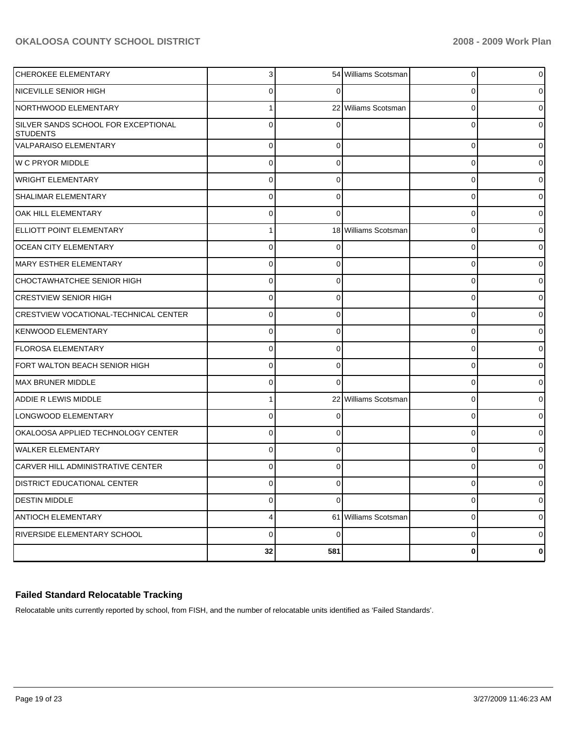| | | | | | |
|---|---|---|---|---|---|
| CHEROKEE ELEMENTARY | 3 | 54 | Williams Scotsman | 0 | 0 |
| NICEVILLE SENIOR HIGH | 0 | 0 | | 0 | 0 |
| NORTHWOOD ELEMENTARY | 1 | 22 | Wiliams Scotsman | 0 | 0 |
| SILVER SANDS SCHOOL FOR EXCEPTIONAL STUDENTS | 0 | 0 | | 0 | 0 |
| VALPARAISO ELEMENTARY | 0 | 0 | | 0 | 0 |
| W C PRYOR MIDDLE | 0 | 0 | | 0 | 0 |
| WRIGHT ELEMENTARY | 0 | 0 | | 0 | 0 |
| SHALIMAR ELEMENTARY | 0 | 0 | | 0 | 0 |
| OAK HILL ELEMENTARY | 0 | 0 | | 0 | 0 |
| ELLIOTT POINT ELEMENTARY | 1 | 18 | Williams Scotsman | 0 | 0 |
| OCEAN CITY ELEMENTARY | 0 | 0 | | 0 | 0 |
| MARY ESTHER ELEMENTARY | 0 | 0 | | 0 | 0 |
| CHOCTAWHATCHEE SENIOR HIGH | 0 | 0 | | 0 | 0 |
| CRESTVIEW SENIOR HIGH | 0 | 0 | | 0 | 0 |
| CRESTVIEW VOCATIONAL-TECHNICAL CENTER | 0 | 0 | | 0 | 0 |
| KENWOOD ELEMENTARY | 0 | 0 | | 0 | 0 |
| FLOROSA ELEMENTARY | 0 | 0 | | 0 | 0 |
| FORT WALTON BEACH SENIOR HIGH | 0 | 0 | | 0 | 0 |
| MAX BRUNER MIDDLE | 0 | 0 | | 0 | 0 |
| ADDIE R LEWIS MIDDLE | 1 | 22 | Williams Scotsman | 0 | 0 |
| LONGWOOD ELEMENTARY | 0 | 0 | | 0 | 0 |
| OKALOOSA APPLIED TECHNOLOGY CENTER | 0 | 0 | | 0 | 0 |
| WALKER ELEMENTARY | 0 | 0 | | 0 | 0 |
| CARVER HILL ADMINISTRATIVE CENTER | 0 | 0 | | 0 | 0 |
| DISTRICT EDUCATIONAL CENTER | 0 | 0 | | 0 | 0 |
| DESTIN MIDDLE | 0 | 0 | | 0 | 0 |
| ANTIOCH ELEMENTARY | 4 | 61 | Williams Scotsman | 0 | 0 |
| RIVERSIDE ELEMENTARY SCHOOL | 0 | 0 | | 0 | 0 |
| | **32** | **581** | | **0** | **0** |

### Failed Standard Relocatable Tracking

Relocatable units currently reported by school, from FISH, and the number of relocatable units identified as 'Failed Standards'.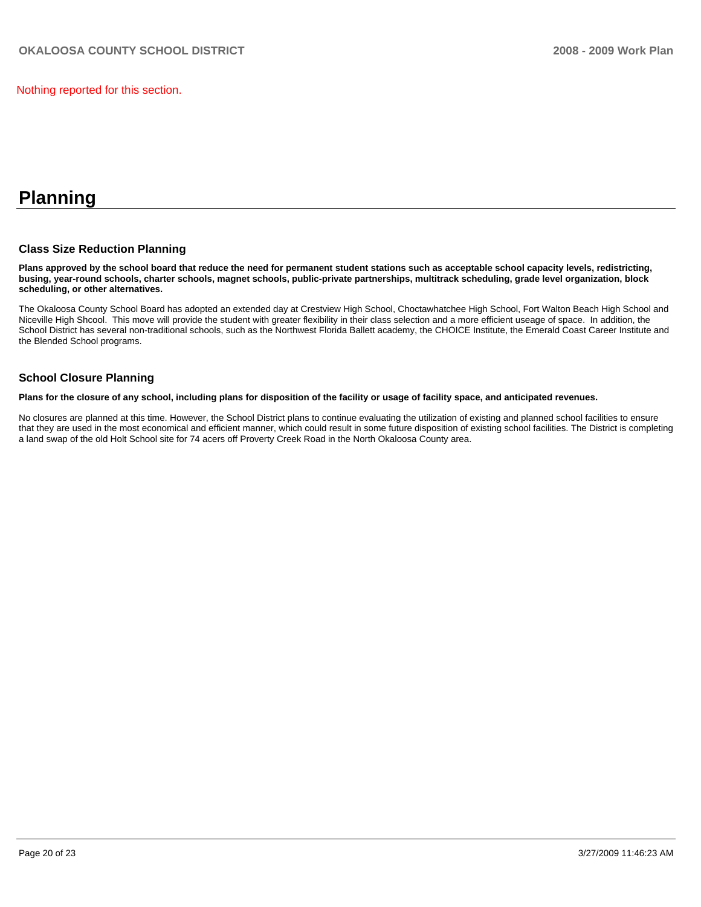Nothing reported for this section.

# Planning

## Class Size Reduction Planning

**Plans approved by the school board that reduce the need for permanent student stations such as acceptable school capacity levels, redistricting, busing, year-round schools, charter schools, magnet schools, public-private partnerships, multitrack scheduling, grade level organization, block scheduling, or other alternatives.**

The Okaloosa County School Board has adopted an extended day at Crestview High School, Choctawhatchee High School, Fort Walton Beach High School and Niceville High Shcool.  This move will provide the student with greater flexibility in their class selection and a more efficient useage of space.  In addition, the School District has several non-traditional schools, such as the Northwest Florida Ballett academy, the CHOICE Institute, the Emerald Coast Career Institute and the Blended School programs.

## School Closure Planning

**Plans for the closure of any school, including plans for disposition of the facility or usage of facility space, and anticipated revenues.**

No closures are planned at this time. However, the School District plans to continue evaluating the utilization of existing and planned school facilities to ensure that they are used in the most economical and efficient manner, which could result in some future disposition of existing school facilities. The District is completing a land swap of the old Holt School site for 74 acers off Proverty Creek Road in the North Okaloosa County area.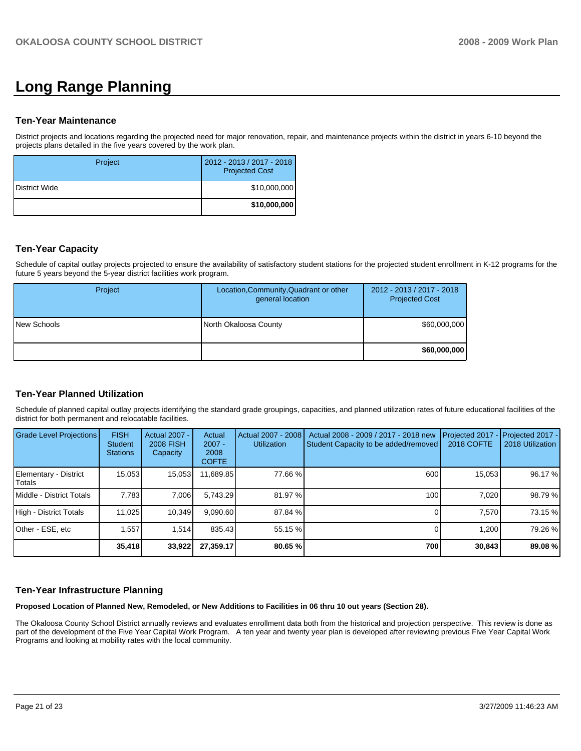# Long Range Planning

### Ten-Year Maintenance

District projects and locations regarding the projected need for major renovation, repair, and maintenance projects within the district in years 6-10 beyond the projects plans detailed in the five years covered by the work plan.

| Project | 2012 - 2013 / 2017 - 2018 Projected Cost |
|---|---|
| District Wide | $10,000,000 |
| | **$10,000,000** |

### Ten-Year Capacity

Schedule of capital outlay projects projected to ensure the availability of satisfactory student stations for the projected student enrollment in K-12 programs for the future 5 years beyond the 5-year district facilities work program.

| Project | Location,Community,Quadrant or other general location | 2012 - 2013 / 2017 - 2018 Projected Cost |
|---|---|---|
| New Schools | North Okaloosa County | $60,000,000 |
| | | **$60,000,000** |

### Ten-Year Planned Utilization

Schedule of planned capital outlay projects identifying the standard grade groupings, capacities, and planned utilization rates of future educational facilities of the district for both permanent and relocatable facilities.

| Grade Level Projections | FISH Student Stations | Actual 2007 - 2008 FISH Capacity | Actual 2007 - 2008 COFTE | Actual 2007 - 2008 Utilization | Actual 2008 - 2009 / 2017 - 2018 new Student Capacity to be added/removed | Projected 2017 - 2018 COFTE | Projected 2017 - 2018 Utilization |
|---|---|---|---|---|---|---|---|
| Elementary - District Totals | 15,053 | 15,053 | 11,689.85 | 77.66 % | 600 | 15,053 | 96.17 % |
| Middle - District Totals | 7,783 | 7,006 | 5,743.29 | 81.97 % | 100 | 7,020 | 98.79 % |
| High - District Totals | 11,025 | 10,349 | 9,090.60 | 87.84 % | 0 | 7,570 | 73.15 % |
| Other - ESE, etc | 1,557 | 1,514 | 835.43 | 55.15 % | 0 | 1,200 | 79.26 % |
| | **35,418** | **33,922** | **27,359.17** | **80.65 %** | **700** | **30,843** | **89.08 %** |

### Ten-Year Infrastructure Planning

**Proposed Location of Planned New, Remodeled, or New Additions to Facilities in 06 thru 10 out years (Section 28).**

The Okaloosa County School District annually reviews and evaluates enrollment data both from the historical and projection perspective. This review is done as part of the development of the Five Year Capital Work Program. A ten year and twenty year plan is developed after reviewing previous Five Year Capital Work Programs and looking at mobility rates with the local community.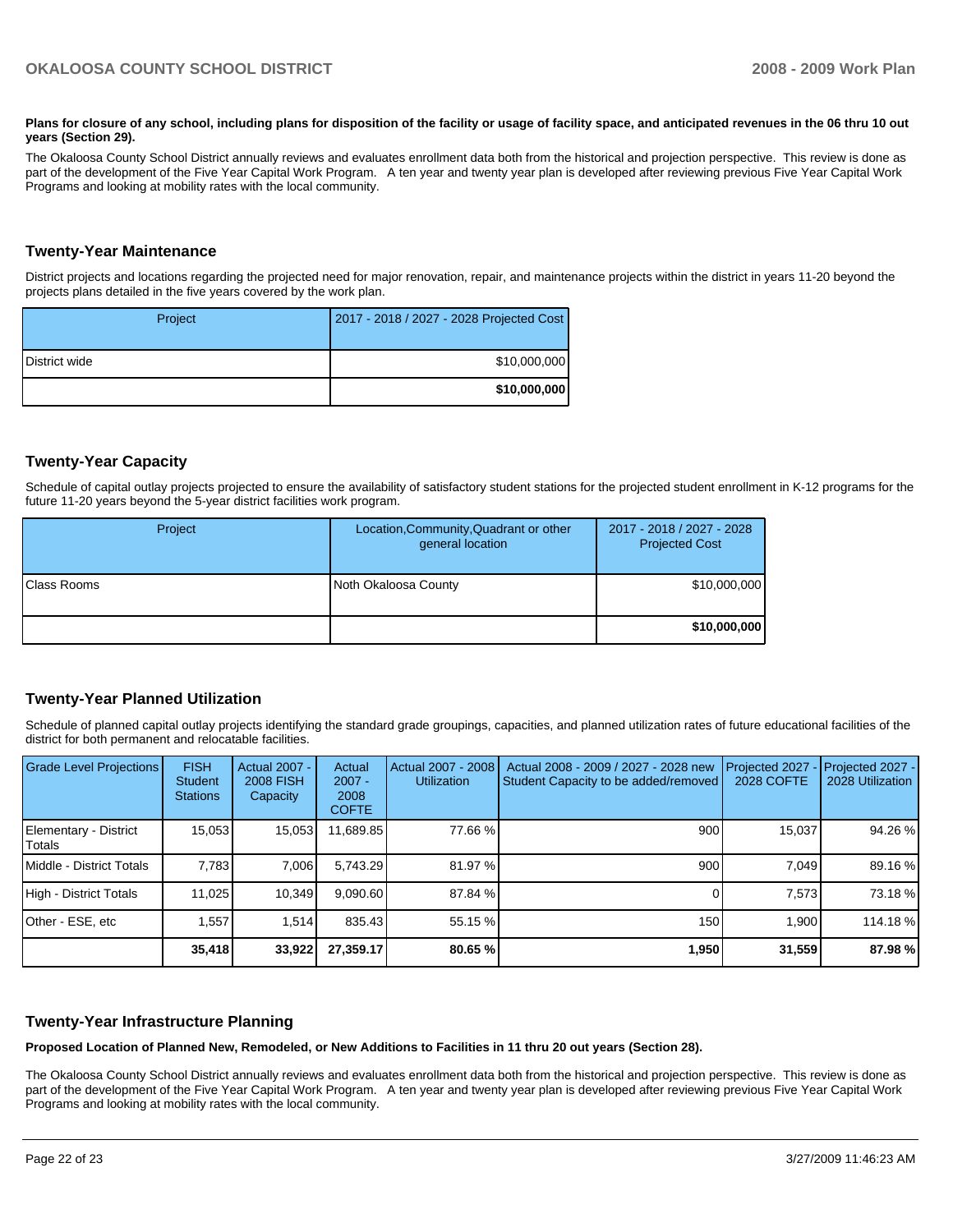**Plans for closure of any school, including plans for disposition of the facility or usage of facility space, and anticipated revenues in the 06 thru 10 out years (Section 29).**

The Okaloosa County School District annually reviews and evaluates enrollment data both from the historical and projection perspective. This review is done as part of the development of the Five Year Capital Work Program. A ten year and twenty year plan is developed after reviewing previous Five Year Capital Work Programs and looking at mobility rates with the local community.

## Twenty-Year Maintenance

District projects and locations regarding the projected need for major renovation, repair, and maintenance projects within the district in years 11-20 beyond the projects plans detailed in the five years covered by the work plan.

| Project | 2017 - 2018 / 2027 - 2028 Projected Cost |
|---|---|
| District wide | $10,000,000 |
| | **$10,000,000** |

## Twenty-Year Capacity

Schedule of capital outlay projects projected to ensure the availability of satisfactory student stations for the projected student enrollment in K-12 programs for the future 11-20 years beyond the 5-year district facilities work program.

| Project | Location,Community,Quadrant or other general location | 2017 - 2018 / 2027 - 2028 Projected Cost |
|---|---|---|
| Class Rooms | Noth Okaloosa County | $10,000,000 |
| | | **$10,000,000** |

## Twenty-Year Planned Utilization

Schedule of planned capital outlay projects identifying the standard grade groupings, capacities, and planned utilization rates of future educational facilities of the district for both permanent and relocatable facilities.

| Grade Level Projections | FISH Student Stations | Actual 2007 - 2008 FISH Capacity | Actual 2007 - 2008 COFTE | Actual 2007 - 2008 Utilization | Actual 2008 - 2009 / 2027 - 2028 new Student Capacity to be added/removed | Projected 2027 - 2028 COFTE | Projected 2027 - 2028 Utilization |
|---|---|---|---|---|---|---|---|
| Elementary - District Totals | 15,053 | 15,053 | 11,689.85 | 77.66 % | 900 | 15,037 | 94.26 % |
| Middle - District Totals | 7,783 | 7,006 | 5,743.29 | 81.97 % | 900 | 7,049 | 89.16 % |
| High - District Totals | 11,025 | 10,349 | 9,090.60 | 87.84 % | 0 | 7,573 | 73.18 % |
| Other - ESE, etc | 1,557 | 1,514 | 835.43 | 55.15 % | 150 | 1,900 | 114.18 % |
| | **35,418** | **33,922** | **27,359.17** | **80.65 %** | **1,950** | **31,559** | **87.98 %** |

## Twenty-Year Infrastructure Planning

**Proposed Location of Planned New, Remodeled, or New Additions to Facilities in 11 thru 20 out years (Section 28).**

The Okaloosa County School District annually reviews and evaluates enrollment data both from the historical and projection perspective. This review is done as part of the development of the Five Year Capital Work Program. A ten year and twenty year plan is developed after reviewing previous Five Year Capital Work Programs and looking at mobility rates with the local community.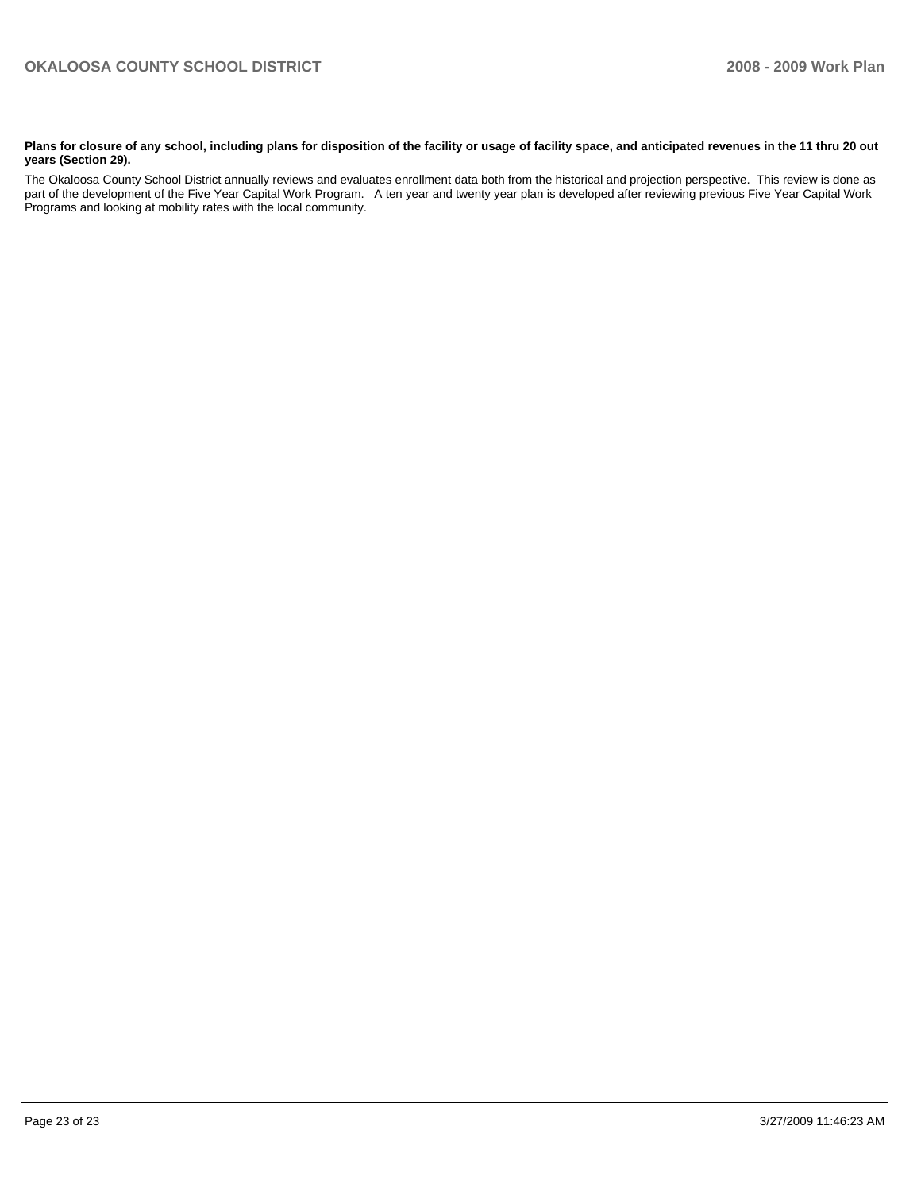**Plans for closure of any school, including plans for disposition of the facility or usage of facility space, and anticipated revenues in the 11 thru 20 out years (Section 29).**

The Okaloosa County School District annually reviews and evaluates enrollment data both from the historical and projection perspective. This review is done as part of the development of the Five Year Capital Work Program. A ten year and twenty year plan is developed after reviewing previous Five Year Capital Work Programs and looking at mobility rates with the local community.